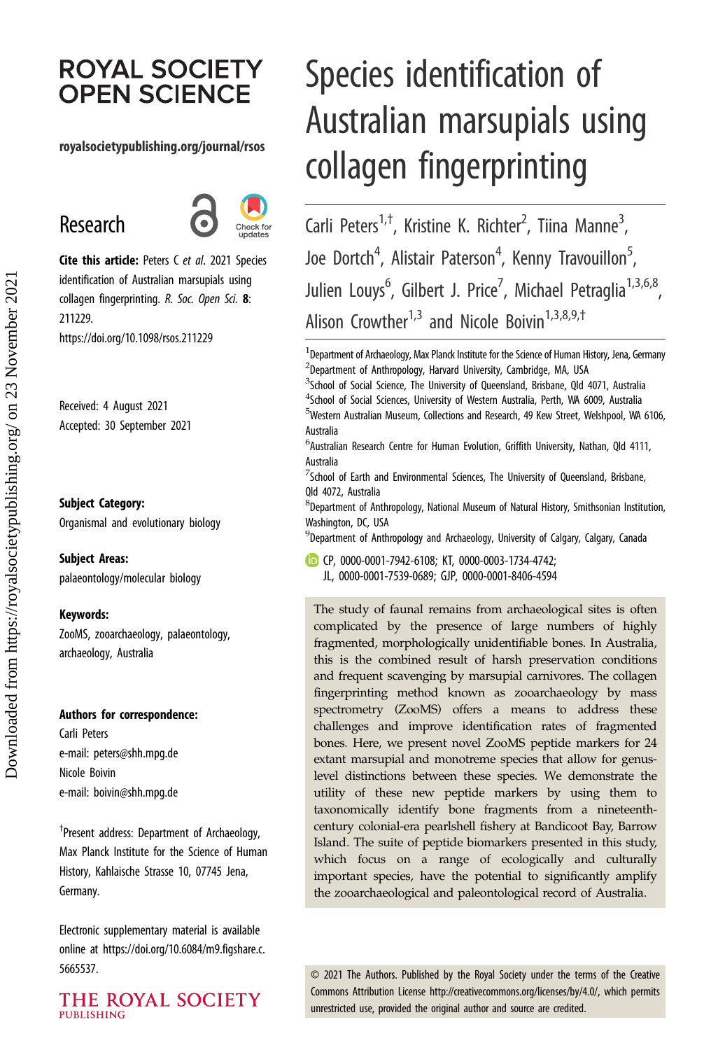# ROYAL SOCIETY OPEN SCIENCE

royalsocietypublishing.org/journal/rsos

## Research

**Cite this article:** Peters C *et al*. 2021 Species identification of Australian marsupials using collagen fingerprinting. *R. Soc. Open Sci.* **8**: 211229.
https://doi.org/10.1098/rsos.211229

Received: 4 August 2021
Accepted: 30 September 2021

**Subject Category:**
Organismal and evolutionary biology

**Subject Areas:**
palaeontology/molecular biology

**Keywords:**
ZooMS, zooarchaeology, palaeontology, archaeology, Australia

**Authors for correspondence:**
Carli Peters
e-mail: peters@shh.mpg.de
Nicole Boivin
e-mail: boivin@shh.mpg.de

†Present address: Department of Archaeology, Max Planck Institute for the Science of Human History, Kahlaische Strasse 10, 07745 Jena, Germany.

Electronic supplementary material is available online at https://doi.org/10.6084/m9.figshare.c.5665537.

# Species identification of Australian marsupials using collagen fingerprinting

Carli Peters[1,†], Kristine K. Richter[2], Tiina Manne[3], Joe Dortch[4], Alistair Paterson[4], Kenny Travouillon[5], Julien Louys[6], Gilbert J. Price[7], Michael Petraglia[1,3,6,8], Alison Crowther[1,3] and Nicole Boivin[1,3,8,9,†]

[1]Department of Archaeology, Max Planck Institute for the Science of Human History, Jena, Germany
[2]Department of Anthropology, Harvard University, Cambridge, MA, USA
[3]School of Social Science, The University of Queensland, Brisbane, Qld 4071, Australia
[4]School of Social Sciences, University of Western Australia, Perth, WA 6009, Australia
[5]Western Australian Museum, Collections and Research, 49 Kew Street, Welshpool, WA 6106, Australia
[6]Australian Research Centre for Human Evolution, Griffith University, Nathan, Qld 4111, Australia
[7]School of Earth and Environmental Sciences, The University of Queensland, Brisbane, Qld 4072, Australia
[8]Department of Anthropology, National Museum of Natural History, Smithsonian Institution, Washington, DC, USA
[9]Department of Anthropology and Archaeology, University of Calgary, Calgary, Canada

CP, 0000-0001-7942-6108; KT, 0000-0003-1734-4742; JL, 0000-0001-7539-0689; GJP, 0000-0001-8406-4594

The study of faunal remains from archaeological sites is often complicated by the presence of large numbers of highly fragmented, morphologically unidentifiable bones. In Australia, this is the combined result of harsh preservation conditions and frequent scavenging by marsupial carnivores. The collagen fingerprinting method known as zooarchaeology by mass spectrometry (ZooMS) offers a means to address these challenges and improve identification rates of fragmented bones. Here, we present novel ZooMS peptide markers for 24 extant marsupial and monotreme species that allow for genus-level distinctions between these species. We demonstrate the utility of these new peptide markers by using them to taxonomically identify bone fragments from a nineteenth-century colonial-era pearlshell fishery at Bandicoot Bay, Barrow Island. The suite of peptide biomarkers presented in this study, which focus on a range of ecologically and culturally important species, have the potential to significantly amplify the zooarchaeological and paleontological record of Australia.

© 2021 The Authors. Published by the Royal Society under the terms of the Creative Commons Attribution License http://creativecommons.org/licenses/by/4.0/, which permits unrestricted use, provided the original author and source are credited.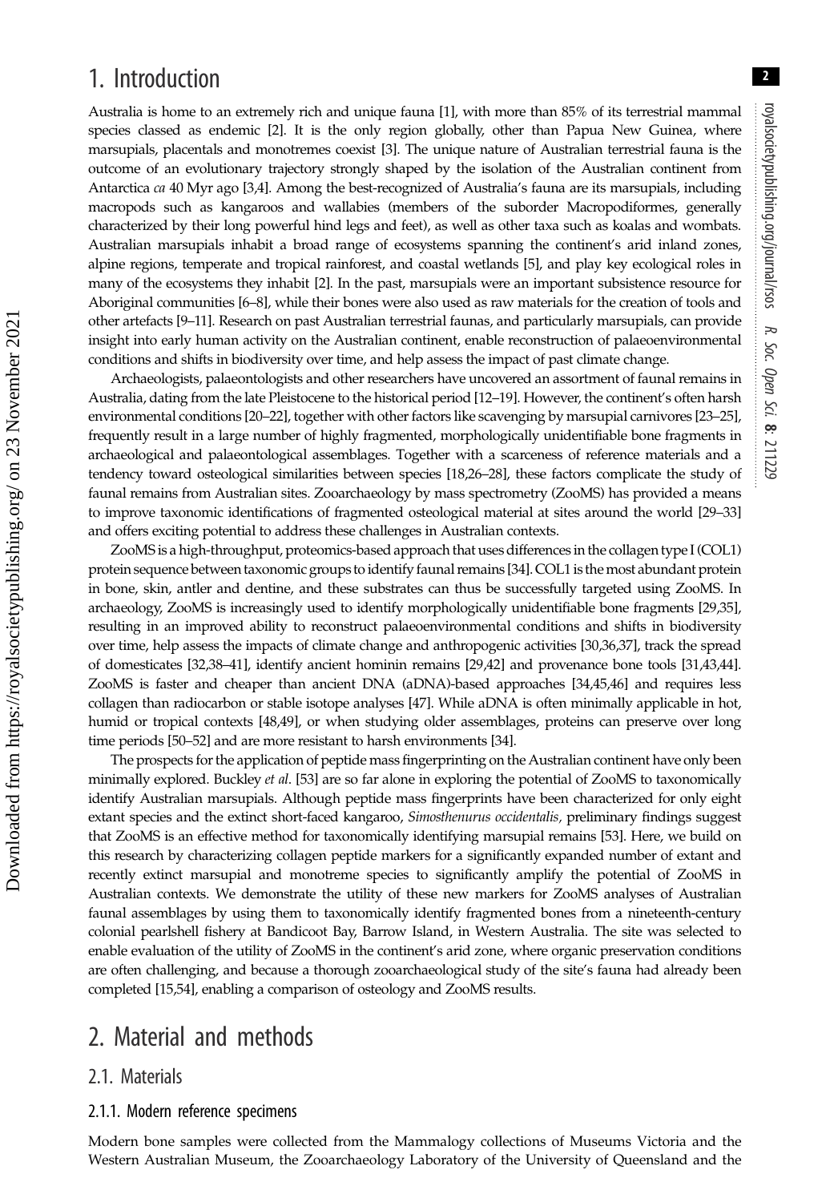# 1. Introduction

Australia is home to an extremely rich and unique fauna [1], with more than 85% of its terrestrial mammal species classed as endemic [2]. It is the only region globally, other than Papua New Guinea, where marsupials, placentals and monotremes coexist [3]. The unique nature of Australian terrestrial fauna is the outcome of an evolutionary trajectory strongly shaped by the isolation of the Australian continent from Antarctica *ca* 40 Myr ago [3,4]. Among the best-recognized of Australia's fauna are its marsupials, including macropods such as kangaroos and wallabies (members of the suborder Macropodiformes, generally characterized by their long powerful hind legs and feet), as well as other taxa such as koalas and wombats. Australian marsupials inhabit a broad range of ecosystems spanning the continent's arid inland zones, alpine regions, temperate and tropical rainforest, and coastal wetlands [5], and play key ecological roles in many of the ecosystems they inhabit [2]. In the past, marsupials were an important subsistence resource for Aboriginal communities [6–8], while their bones were also used as raw materials for the creation of tools and other artefacts [9–11]. Research on past Australian terrestrial faunas, and particularly marsupials, can provide insight into early human activity on the Australian continent, enable reconstruction of palaeoenvironmental conditions and shifts in biodiversity over time, and help assess the impact of past climate change.

Archaeologists, palaeontologists and other researchers have uncovered an assortment of faunal remains in Australia, dating from the late Pleistocene to the historical period [12–19]. However, the continent's often harsh environmental conditions [20–22], together with other factors like scavenging by marsupial carnivores [23–25], frequently result in a large number of highly fragmented, morphologically unidentifiable bone fragments in archaeological and palaeontological assemblages. Together with a scarceness of reference materials and a tendency toward osteological similarities between species [18,26–28], these factors complicate the study of faunal remains from Australian sites. Zooarchaeology by mass spectrometry (ZooMS) has provided a means to improve taxonomic identifications of fragmented osteological material at sites around the world [29–33] and offers exciting potential to address these challenges in Australian contexts.

ZooMS is a high-throughput, proteomics-based approach that uses differences in the collagen type I (COL1) protein sequence between taxonomic groups to identify faunal remains [34]. COL1 is the most abundant protein in bone, skin, antler and dentine, and these substrates can thus be successfully targeted using ZooMS. In archaeology, ZooMS is increasingly used to identify morphologically unidentifiable bone fragments [29,35], resulting in an improved ability to reconstruct palaeoenvironmental conditions and shifts in biodiversity over time, help assess the impacts of climate change and anthropogenic activities [30,36,37], track the spread of domesticates [32,38–41], identify ancient hominin remains [29,42] and provenance bone tools [31,43,44]. ZooMS is faster and cheaper than ancient DNA (aDNA)-based approaches [34,45,46] and requires less collagen than radiocarbon or stable isotope analyses [47]. While aDNA is often minimally applicable in hot, humid or tropical contexts [48,49], or when studying older assemblages, proteins can preserve over long time periods [50–52] and are more resistant to harsh environments [34].

The prospects for the application of peptide mass fingerprinting on the Australian continent have only been minimally explored. Buckley *et al*. [53] are so far alone in exploring the potential of ZooMS to taxonomically identify Australian marsupials. Although peptide mass fingerprints have been characterized for only eight extant species and the extinct short-faced kangaroo, *Simosthenurus occidentalis*, preliminary findings suggest that ZooMS is an effective method for taxonomically identifying marsupial remains [53]. Here, we build on this research by characterizing collagen peptide markers for a significantly expanded number of extant and recently extinct marsupial and monotreme species to significantly amplify the potential of ZooMS in Australian contexts. We demonstrate the utility of these new markers for ZooMS analyses of Australian faunal assemblages by using them to taxonomically identify fragmented bones from a nineteenth-century colonial pearlshell fishery at Bandicoot Bay, Barrow Island, in Western Australia. The site was selected to enable evaluation of the utility of ZooMS in the continent's arid zone, where organic preservation conditions are often challenging, and because a thorough zooarchaeological study of the site's fauna had already been completed [15,54], enabling a comparison of osteology and ZooMS results.

# 2. Material and methods

## 2.1. Materials

### 2.1.1. Modern reference specimens

Modern bone samples were collected from the Mammalogy collections of Museums Victoria and the Western Australian Museum, the Zooarchaeology Laboratory of the University of Queensland and the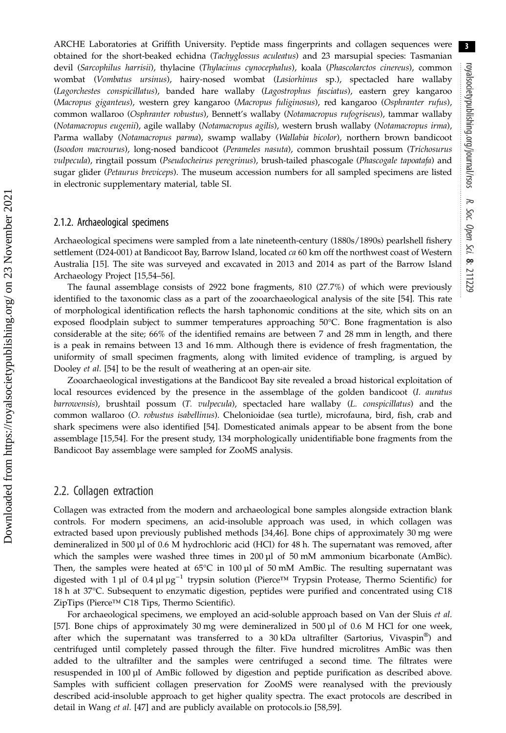ARCHE Laboratories at Griffith University. Peptide mass fingerprints and collagen sequences were obtained for the short-beaked echidna (*Tachyglossus aculeatus*) and 23 marsupial species: Tasmanian devil (*Sarcophilus harrisii*), thylacine (*Thylacinus cynocephalus*), koala (*Phascolarctos cinereus*), common wombat (*Vombatus ursinus*), hairy-nosed wombat (*Lasiorhinus* sp.), spectacled hare wallaby (*Lagorchestes conspicillatus*), banded hare wallaby (*Lagostrophus fasciatus*), eastern grey kangaroo (*Macropus giganteus*), western grey kangaroo (*Macropus fuliginosus*), red kangaroo (*Osphranter rufus*), common wallaroo (*Osphranter robustus*), Bennett's wallaby (*Notamacropus rufogriseus*), tammar wallaby (*Notamacropus eugenii*), agile wallaby (*Notamacropus agilis*), western brush wallaby (*Notamacropus irma*), Parma wallaby (*Notamacropus parma*), swamp wallaby (*Wallabia bicolor*), northern brown bandicoot (*Isoodon macrourus*), long-nosed bandicoot (*Perameles nasuta*), common brushtail possum (*Trichosurus vulpecula*), ringtail possum (*Pseudocheirus peregrinus*), brush-tailed phascogale (*Phascogale tapoatafa*) and sugar glider (*Petaurus breviceps*). The museum accession numbers for all sampled specimens are listed in electronic supplementary material, table SI.

### 2.1.2. Archaeological specimens

Archaeological specimens were sampled from a late nineteenth-century (1880s/1890s) pearlshell fishery settlement (D24-001) at Bandicoot Bay, Barrow Island, located *ca* 60 km off the northwest coast of Western Australia [15]. The site was surveyed and excavated in 2013 and 2014 as part of the Barrow Island Archaeology Project [15,54–56].

The faunal assemblage consists of 2922 bone fragments, 810 (27.7%) of which were previously identified to the taxonomic class as a part of the zooarchaeological analysis of the site [54]. This rate of morphological identification reflects the harsh taphonomic conditions at the site, which sits on an exposed floodplain subject to summer temperatures approaching 50°C. Bone fragmentation is also considerable at the site; 66% of the identified remains are between 7 and 28 mm in length, and there is a peak in remains between 13 and 16 mm. Although there is evidence of fresh fragmentation, the uniformity of small specimen fragments, along with limited evidence of trampling, is argued by Dooley *et al*. [54] to be the result of weathering at an open-air site.

Zooarchaeological investigations at the Bandicoot Bay site revealed a broad historical exploitation of local resources evidenced by the presence in the assemblage of the golden bandicoot (*I. auratus barrowensis*), brushtail possum (*T. vulpecula*), spectacled hare wallaby (*L. conspicillatus*) and the common wallaroo (*O. robustus isabellinus*). Chelonioidae (sea turtle), microfauna, bird, fish, crab and shark specimens were also identified [54]. Domesticated animals appear to be absent from the bone assemblage [15,54]. For the present study, 134 morphologically unidentifiable bone fragments from the Bandicoot Bay assemblage were sampled for ZooMS analysis.

## 2.2. Collagen extraction

Collagen was extracted from the modern and archaeological bone samples alongside extraction blank controls. For modern specimens, an acid-insoluble approach was used, in which collagen was extracted based upon previously published methods [34,46]. Bone chips of approximately 30 mg were demineralized in 500 µl of 0.6 M hydrochloric acid (HCl) for 48 h. The supernatant was removed, after which the samples were washed three times in 200 µl of 50 mM ammonium bicarbonate (AmBic). Then, the samples were heated at 65°C in 100 µl of 50 mM AmBic. The resulting supernatant was digested with 1 µl of 0.4 µl $\mu g^{-1}$ trypsin solution (Pierce™ Trypsin Protease, Thermo Scientific) for 18 h at 37°C. Subsequent to enzymatic digestion, peptides were purified and concentrated using C18 ZipTips (Pierce™ C18 Tips, Thermo Scientific).

For archaeological specimens, we employed an acid-soluble approach based on Van der Sluis *et al*. [57]. Bone chips of approximately 30 mg were demineralized in 500 µl of 0.6 M HCl for one week, after which the supernatant was transferred to a 30 kDa ultrafilter (Sartorius, Vivaspin®) and centrifuged until completely passed through the filter. Five hundred microlitres AmBic was then added to the ultrafilter and the samples were centrifuged a second time. The filtrates were resuspended in 100 µl of AmBic followed by digestion and peptide purification as described above. Samples with sufficient collagen preservation for ZooMS were reanalysed with the previously described acid-insoluble approach to get higher quality spectra. The exact protocols are described in detail in Wang *et al*. [47] and are publicly available on protocols.io [58,59].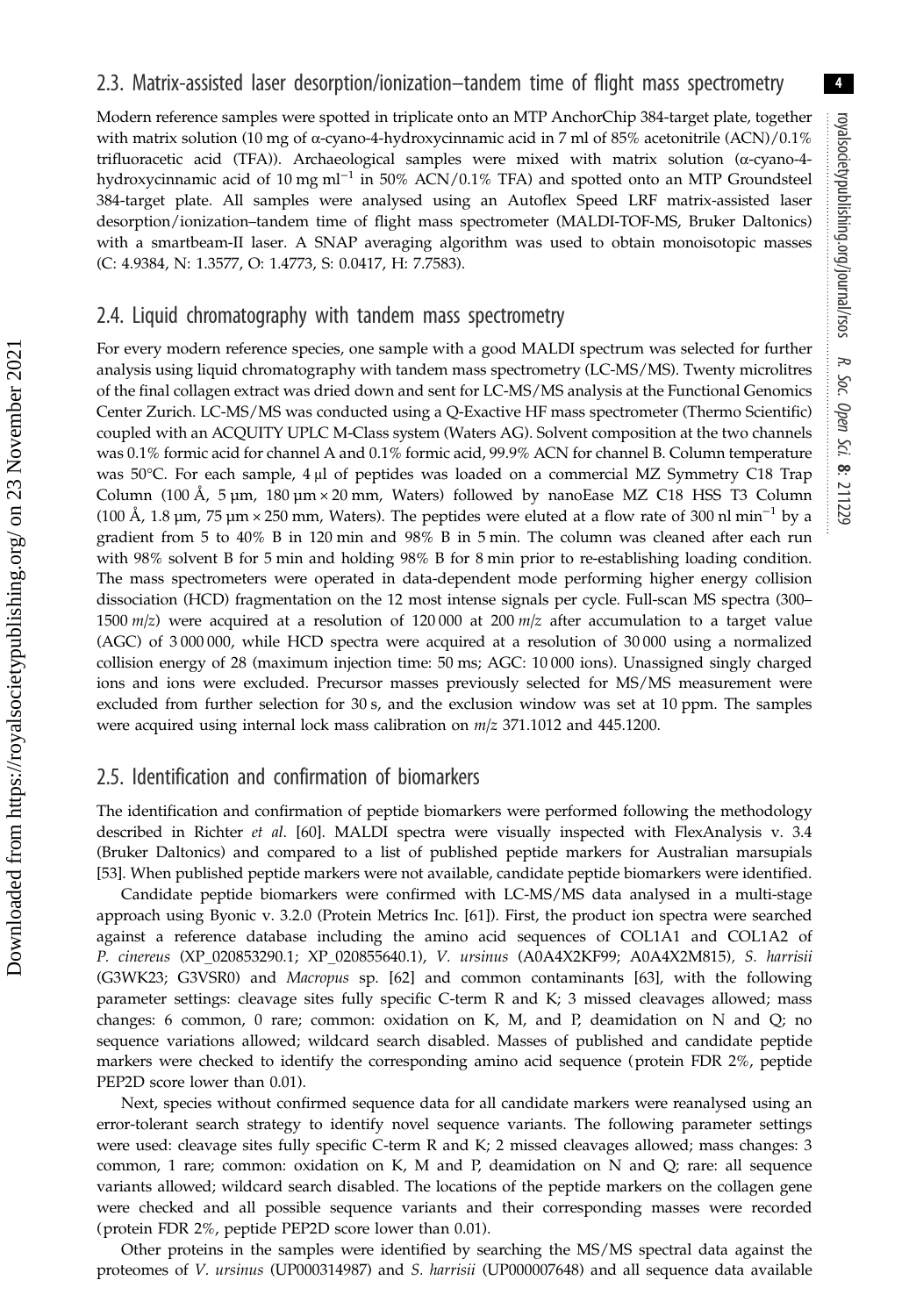## 2.3. Matrix-assisted laser desorption/ionization–tandem time of flight mass spectrometry

Modern reference samples were spotted in triplicate onto an MTP AnchorChip 384-target plate, together with matrix solution (10 mg of α-cyano-4-hydroxycinnamic acid in 7 ml of 85% acetonitrile (ACN)/0.1% trifluoracetic acid (TFA)). Archaeological samples were mixed with matrix solution (α-cyano-4-hydroxycinnamic acid of 10 mg ml$^{-1}$ in 50% ACN/0.1% TFA) and spotted onto an MTP Groundsteel 384-target plate. All samples were analysed using an Autoflex Speed LRF matrix-assisted laser desorption/ionization–tandem time of flight mass spectrometer (MALDI-TOF-MS, Bruker Daltonics) with a smartbeam-II laser. A SNAP averaging algorithm was used to obtain monoisotopic masses (C: 4.9384, N: 1.3577, O: 1.4773, S: 0.0417, H: 7.7583).

## 2.4. Liquid chromatography with tandem mass spectrometry

For every modern reference species, one sample with a good MALDI spectrum was selected for further analysis using liquid chromatography with tandem mass spectrometry (LC-MS/MS). Twenty microlitres of the final collagen extract was dried down and sent for LC-MS/MS analysis at the Functional Genomics Center Zurich. LC-MS/MS was conducted using a Q-Exactive HF mass spectrometer (Thermo Scientific) coupled with an ACQUITY UPLC M-Class system (Waters AG). Solvent composition at the two channels was 0.1% formic acid for channel A and 0.1% formic acid, 99.9% ACN for channel B. Column temperature was 50°C. For each sample, 4 µl of peptides was loaded on a commercial MZ Symmetry C18 Trap Column (100 Å, 5 µm, 180 µm × 20 mm, Waters) followed by nanoEase MZ C18 HSS T3 Column (100 Å, 1.8 µm, 75 µm × 250 mm, Waters). The peptides were eluted at a flow rate of 300 nl min$^{-1}$ by a gradient from 5 to 40% B in 120 min and 98% B in 5 min. The column was cleaned after each run with 98% solvent B for 5 min and holding 98% B for 8 min prior to re-establishing loading condition. The mass spectrometers were operated in data-dependent mode performing higher energy collision dissociation (HCD) fragmentation on the 12 most intense signals per cycle. Full-scan MS spectra (300–1500 *m*/*z*) were acquired at a resolution of 120 000 at 200 *m*/*z* after accumulation to a target value (AGC) of 3 000 000, while HCD spectra were acquired at a resolution of 30 000 using a normalized collision energy of 28 (maximum injection time: 50 ms; AGC: 10 000 ions). Unassigned singly charged ions and ions were excluded. Precursor masses previously selected for MS/MS measurement were excluded from further selection for 30 s, and the exclusion window was set at 10 ppm. The samples were acquired using internal lock mass calibration on *m*/*z* 371.1012 and 445.1200.

## 2.5. Identification and confirmation of biomarkers

The identification and confirmation of peptide biomarkers were performed following the methodology described in Richter *et al*. [60]. MALDI spectra were visually inspected with FlexAnalysis v. 3.4 (Bruker Daltonics) and compared to a list of published peptide markers for Australian marsupials [53]. When published peptide markers were not available, candidate peptide biomarkers were identified.

Candidate peptide biomarkers were confirmed with LC-MS/MS data analysed in a multi-stage approach using Byonic v. 3.2.0 (Protein Metrics Inc. [61]). First, the product ion spectra were searched against a reference database including the amino acid sequences of COL1A1 and COL1A2 of *P. cinereus* (XP_020853290.1; XP_020855640.1), *V. ursinus* (A0A4X2KF99; A0A4X2M815), *S. harrisii* (G3WK23; G3VSR0) and *Macropus* sp. [62] and common contaminants [63], with the following parameter settings: cleavage sites fully specific C-term R and K; 3 missed cleavages allowed; mass changes: 6 common, 0 rare; common: oxidation on K, M, and P, deamidation on N and Q; no sequence variations allowed; wildcard search disabled. Masses of published and candidate peptide markers were checked to identify the corresponding amino acid sequence (protein FDR 2%, peptide PEP2D score lower than 0.01).

Next, species without confirmed sequence data for all candidate markers were reanalysed using an error-tolerant search strategy to identify novel sequence variants. The following parameter settings were used: cleavage sites fully specific C-term R and K; 2 missed cleavages allowed; mass changes: 3 common, 1 rare; common: oxidation on K, M and P, deamidation on N and Q; rare: all sequence variants allowed; wildcard search disabled. The locations of the peptide markers on the collagen gene were checked and all possible sequence variants and their corresponding masses were recorded (protein FDR 2%, peptide PEP2D score lower than 0.01).

Other proteins in the samples were identified by searching the MS/MS spectral data against the proteomes of *V. ursinus* (UP000314987) and *S. harrisii* (UP000007648) and all sequence data available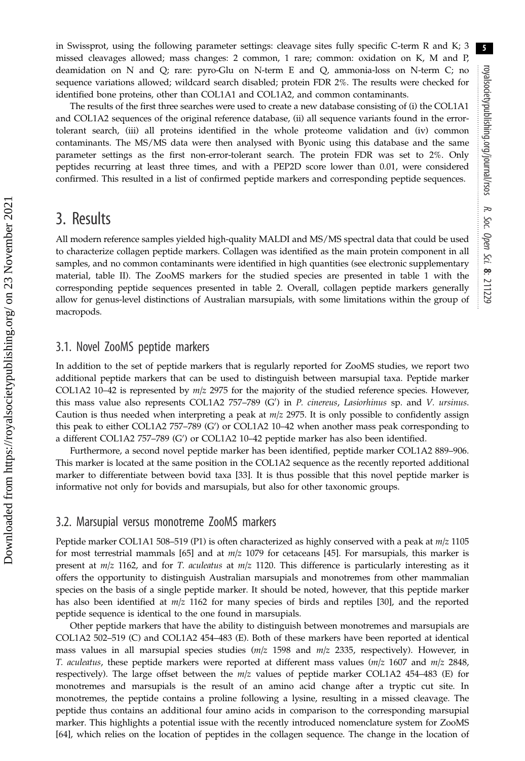in Swissprot, using the following parameter settings: cleavage sites fully specific C-term R and K; 3 missed cleavages allowed; mass changes: 2 common, 1 rare; common: oxidation on K, M and P, deamidation on N and Q; rare: pyro-Glu on N-term E and Q, ammonia-loss on N-term C; no sequence variations allowed; wildcard search disabled; protein FDR 2%. The results were checked for identified bone proteins, other than COL1A1 and COL1A2, and common contaminants.

The results of the first three searches were used to create a new database consisting of (i) the COL1A1 and COL1A2 sequences of the original reference database, (ii) all sequence variants found in the error-tolerant search, (iii) all proteins identified in the whole proteome validation and (iv) common contaminants. The MS/MS data were then analysed with Byonic using this database and the same parameter settings as the first non-error-tolerant search. The protein FDR was set to 2%. Only peptides recurring at least three times, and with a PEP2D score lower than 0.01, were considered confirmed. This resulted in a list of confirmed peptide markers and corresponding peptide sequences.

# 3. Results

All modern reference samples yielded high-quality MALDI and MS/MS spectral data that could be used to characterize collagen peptide markers. Collagen was identified as the main protein component in all samples, and no common contaminants were identified in high quantities (see electronic supplementary material, table II). The ZooMS markers for the studied species are presented in table 1 with the corresponding peptide sequences presented in table 2. Overall, collagen peptide markers generally allow for genus-level distinctions of Australian marsupials, with some limitations within the group of macropods.

## 3.1. Novel ZooMS peptide markers

In addition to the set of peptide markers that is regularly reported for ZooMS studies, we report two additional peptide markers that can be used to distinguish between marsupial taxa. Peptide marker COL1A2 10–42 is represented by *m*/*z* 2975 for the majority of the studied reference species. However, this mass value also represents COL1A2 757–789 (G′) in *P. cinereus*, *Lasiorhinus* sp. and *V. ursinus*. Caution is thus needed when interpreting a peak at *m*/*z* 2975. It is only possible to confidently assign this peak to either COL1A2 757–789 (G′) or COL1A2 10–42 when another mass peak corresponding to a different COL1A2 757–789 (G′) or COL1A2 10–42 peptide marker has also been identified.

Furthermore, a second novel peptide marker has been identified, peptide marker COL1A2 889–906. This marker is located at the same position in the COL1A2 sequence as the recently reported additional marker to differentiate between bovid taxa [33]. It is thus possible that this novel peptide marker is informative not only for bovids and marsupials, but also for other taxonomic groups.

## 3.2. Marsupial versus monotreme ZooMS markers

Peptide marker COL1A1 508–519 (P1) is often characterized as highly conserved with a peak at *m*/*z* 1105 for most terrestrial mammals [65] and at *m*/*z* 1079 for cetaceans [45]. For marsupials, this marker is present at *m*/*z* 1162, and for *T. aculeatus* at *m*/*z* 1120. This difference is particularly interesting as it offers the opportunity to distinguish Australian marsupials and monotremes from other mammalian species on the basis of a single peptide marker. It should be noted, however, that this peptide marker has also been identified at *m*/*z* 1162 for many species of birds and reptiles [30], and the reported peptide sequence is identical to the one found in marsupials.

Other peptide markers that have the ability to distinguish between monotremes and marsupials are COL1A2 502–519 (C) and COL1A2 454–483 (E). Both of these markers have been reported at identical mass values in all marsupial species studies (*m*/*z* 1598 and *m*/*z* 2335, respectively). However, in *T. aculeatus*, these peptide markers were reported at different mass values (*m*/*z* 1607 and *m*/*z* 2848, respectively). The large offset between the *m*/*z* values of peptide marker COL1A2 454–483 (E) for monotremes and marsupials is the result of an amino acid change after a tryptic cut site. In monotremes, the peptide contains a proline following a lysine, resulting in a missed cleavage. The peptide thus contains an additional four amino acids in comparison to the corresponding marsupial marker. This highlights a potential issue with the recently introduced nomenclature system for ZooMS [64], which relies on the location of peptides in the collagen sequence. The change in the location of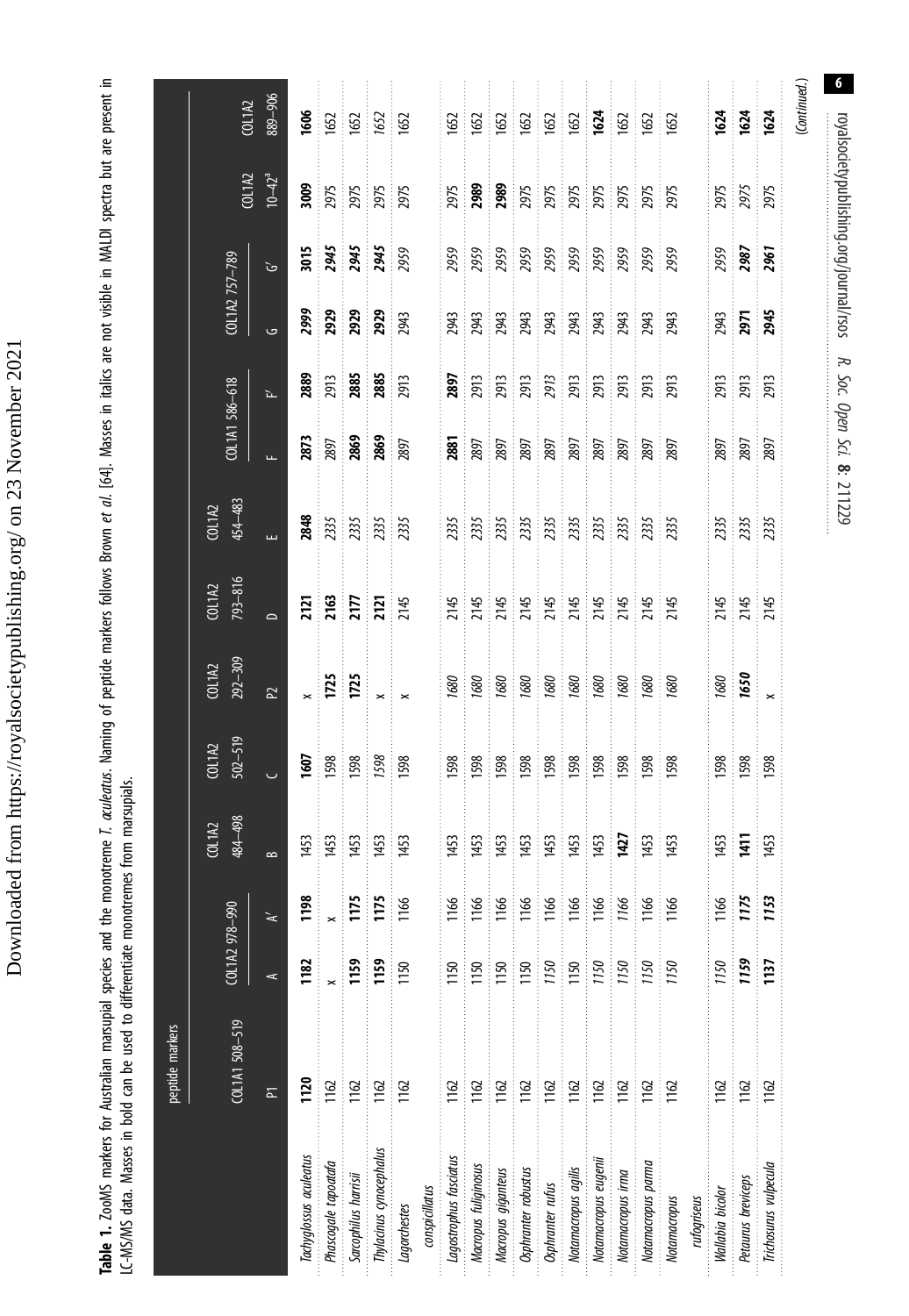**Table 1.** ZooMS markers for Australian marsupial species and the monotreme *T. aculeatus*. Naming of peptide markers follows Brown *et al.* [64]. Masses in italics are not visible in MALDI spectra but are present in LC-MS/MS data. Masses in bold can be used to differentiate monotremes from marsupials.

| | peptide markers | | | | | | | | | | | | | | |
|---|---|---|---|---|---|---|---|---|---|---|---|---|---|---|---|
| | COL1A1 508–519 | COL1A2 978–990 | | COL1A2 484–498 | COL1A2 502–519 | COL1A2 292–309 | COL1A2 793–816 | COL1A2 454–483 | COL1A1 586–618 | | COL1A2 757–789 | | COL1A2 | COL1A2 |
| | P1 | A | A′ | B | C | P2 | D | E | F | F′ | G | G′ | 10–42[a] | 889–906 |
| *Tachyglossus aculeatus* | **1120** | **1182** | **1198** | 1453 | **1607** | × | **2121** | **2848** | **2873** | **2889** | **2999** | **3015** | **3009** | **1606** |
| *Phascogale tapoatafa* | 1162 | × | × | 1453 | 1598 | **1725** | **2163** | 2335 | 2897 | 2913 | **2929** | ***2945*** | 2975 | 1652 |
| *Sarcophilus harrisii* | 1162 | **1159** | **1175** | 1453 | 1598 | **1725** | **2177** | 2335 | **2869** | **2885** | **2929** | ***2945*** | 2975 | 1652 |
| *Thylacinus cynocephalus* | 1162 | **1159** | **1175** | 1453 | *1598* | × | **2121** | 2335 | **2869** | **2885** | **2929** | ***2945*** | 2975 | *1652* |
| *Lagorchestes conspicillatus* | 1162 | 1150 | 1166 | 1453 | 1598 | × | 2145 | 2335 | 2897 | 2913 | 2943 | *2959* | 2975 | 1652 |
| *Lagostrophus fasciatus* | 1162 | 1150 | 1166 | 1453 | 1598 | *1680* | 2145 | 2335 | **2881** | **2897** | 2943 | *2959* | 2975 | 1652 |
| *Macropus fuliginosus* | 1162 | 1150 | 1166 | 1453 | 1598 | *1680* | 2145 | 2335 | 2897 | 2913 | 2943 | *2959* | **2989** | 1652 |
| *Macropus giganteus* | 1162 | 1150 | 1166 | 1453 | 1598 | *1680* | 2145 | 2335 | 2897 | 2913 | 2943 | *2959* | **2989** | 1652 |
| *Osphranter robustus* | 1162 | 1150 | 1166 | 1453 | 1598 | *1680* | 2145 | 2335 | 2897 | 2913 | 2943 | *2959* | 2975 | 1652 |
| *Osphranter rufus* | 1162 | *1150* | 1166 | 1453 | 1598 | *1680* | 2145 | 2335 | 2897 | *2913* | 2943 | *2959* | 2975 | 1652 |
| *Notamacropus agilis* | 1162 | 1150 | 1166 | 1453 | 1598 | *1680* | 2145 | 2335 | 2897 | 2913 | 2943 | *2959* | 2975 | 1652 |
| *Notamacropus eugenii* | 1162 | *1150* | 1166 | 1453 | 1598 | *1680* | 2145 | 2335 | 2897 | 2913 | 2943 | *2959* | 2975 | **1624** |
| *Notamacropus irma* | 1162 | *1150* | *1166* | **1427** | 1598 | *1680* | 2145 | 2335 | 2897 | 2913 | 2943 | *2959* | 2975 | 1652 |
| *Notamacropus parma* | 1162 | *1150* | 1166 | 1453 | 1598 | *1680* | 2145 | 2335 | 2897 | 2913 | 2943 | *2959* | 2975 | 1652 |
| *Notamacropus rufogriseus* | 1162 | *1150* | 1166 | 1453 | 1598 | *1680* | 2145 | 2335 | 2897 | 2913 | 2943 | *2959* | 2975 | 1652 |
| *Wallabia bicolor* | 1162 | *1150* | 1166 | 1453 | 1598 | *1680* | 2145 | 2335 | 2897 | 2913 | 2943 | *2959* | 2975 | **1624** |
| *Petaurus breviceps* | 1162 | **1159** | ***1175*** | **1411** | 1598 | ***1650*** | 2145 | 2335 | 2897 | 2913 | **2971** | ***2987*** | *2975* | **1624** |
| *Trichosurus vulpecula* | 1162 | **1137** | ***1153*** | 1453 | 1598 | × | 2145 | 2335 | 2897 | 2913 | **2945** | ***2961*** | 2975 | **1624** |

(*Continued.*)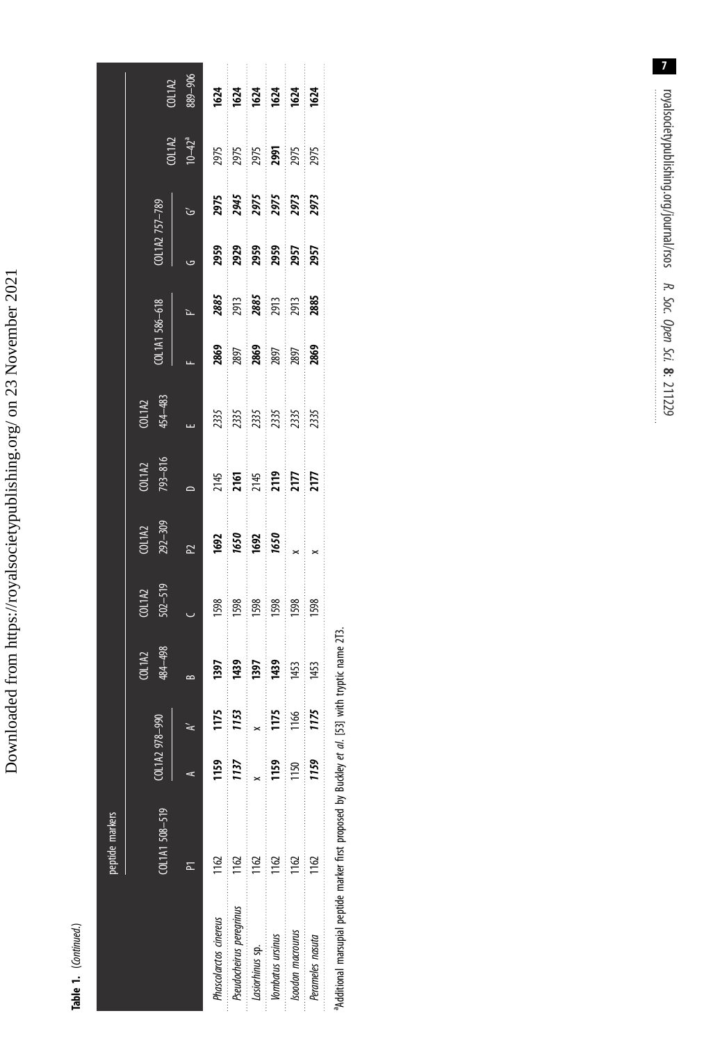**Table 1.** (*Continued*.)

| | peptide markers | | | | | | | | | | | | | | |
|---|---|---|---|---|---|---|---|---|---|---|---|---|---|---|---|
| | COL1A1 508–519 | COL1A2 978–990 | | COL1A2 484–498 | COL1A2 502–519 | COL1A2 292–309 | COL1A2 793–816 | COL1A2 454–483 | COL1A1 586–618 | | COL1A2 757–789 | | COL1A2 | COL1A2 |
| | P1 | A | A′ | B | C | P2 | D | E | F | F′ | G | G′ | 10–42[a] | 889–906 |
| *Phascolarctos cinereus* | 1162 | **1159** | **1175** | **1397** | 1598 | **1692** | 2145 | 2335 | **2869** | ***2885*** | **2959** | **2975** | 2975 | **1624** |
| *Pseudocheirus peregrinus* | 1162 | ***1137*** | ***1153*** | **1439** | 1598 | ***1650*** | **2161** | 2335 | 2897 | 2913 | **2929** | ***2945*** | 2975 | **1624** |
| *Lasiorhinus* sp. | 1162 | x | x | **1397** | 1598 | **1692** | 2145 | 2335 | **2869** | ***2885*** | **2959** | ***2975*** | 2975 | **1624** |
| *Vombatus ursinus* | 1162 | **1159** | **1175** | **1439** | 1598 | ***1650*** | **2119** | 2335 | 2897 | 2913 | **2959** | ***2975*** | **2991** | **1624** |
| *Isoodon macrourus* | 1162 | 1150 | 1166 | 1453 | 1598 | x | **2177** | 2335 | 2897 | 2913 | **2957** | ***2973*** | 2975 | **1624** |
| *Perameles nasuta* | 1162 | ***1159*** | ***1175*** | 1453 | 1598 | x | **2177** | 2335 | **2869** | **2885** | **2957** | ***2973*** | 2975 | **1624** |

[a]Additional marsupial peptide marker first proposed by Buckley *et al.* [53] with tryptic name 2T3.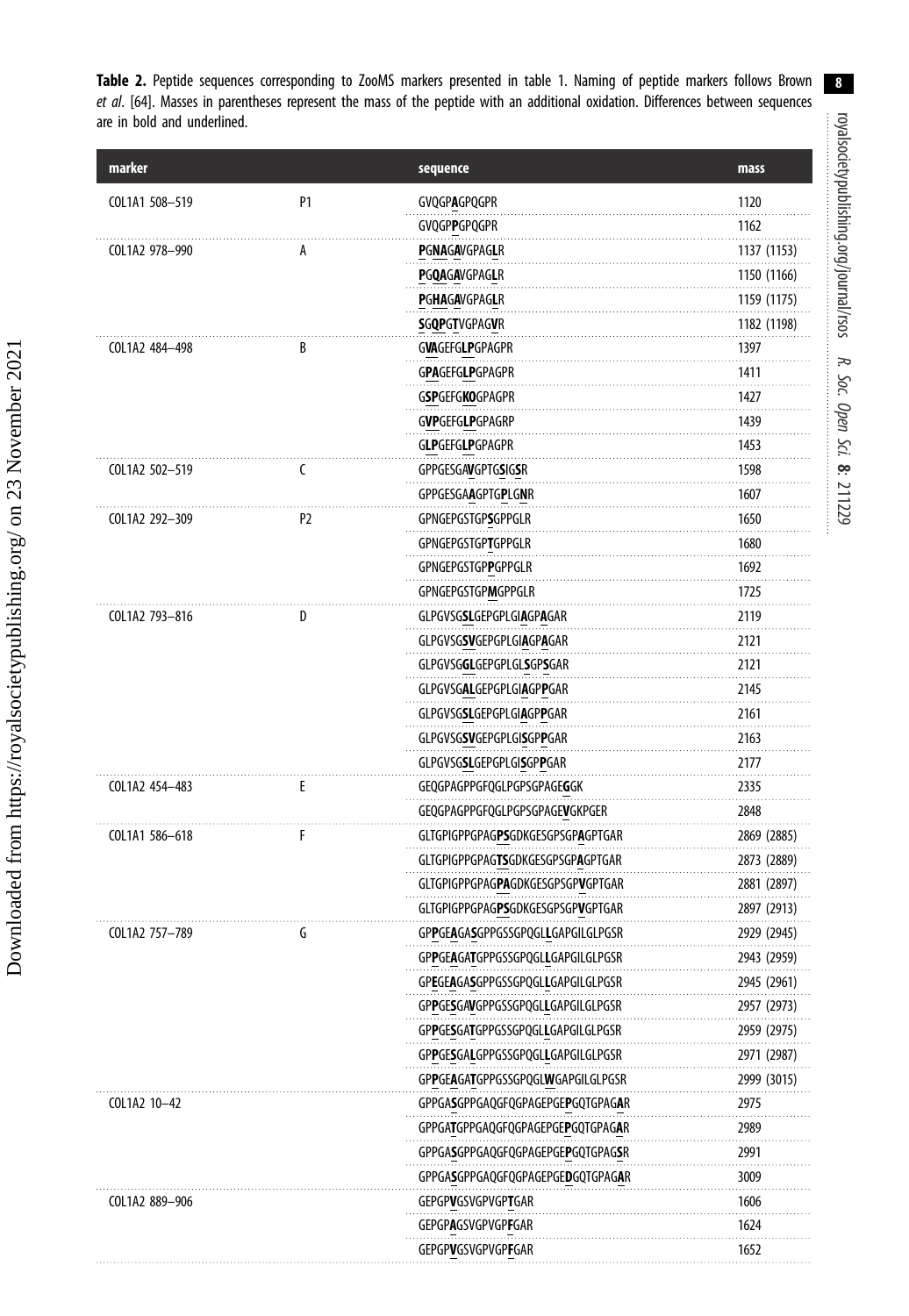**Table 2.** Peptide sequences corresponding to ZooMS markers presented in table 1. Naming of peptide markers follows Brown *et al*. [64]. Masses in parentheses represent the mass of the peptide with an additional oxidation. Differences between sequences are in bold and underlined.

| marker | | sequence | mass |
|---|---|---|---|
| COL1A1 508–519 | P1 | GVQGP**<u>A</u>**GPQGPR | 1120 |
| | | GVQGP**<u>P</u>**GPQGPR | 1162 |
| COL1A2 978–990 | A | **<u>P</u>**G**<u>NA</u>**G**<u>A</u>**VGPAG**<u>L</u>**R | 1137 (1153) |
| | | **<u>P</u>**G**<u>QA</u>**G**<u>A</u>**VGPAG**<u>L</u>**R | 1150 (1166) |
| | | **<u>P</u>**G**<u>HA</u>**G**<u>A</u>**VGPAG**<u>L</u>**R | 1159 (1175) |
| | | **<u>S</u>**G**<u>QP</u>**G**<u>T</u>**VGPAG**<u>V</u>**R | 1182 (1198) |
| COL1A2 484–498 | B | G**<u>VA</u>**GEFG**<u>LP</u>**GPAGPR | 1397 |
| | | G**<u>PA</u>**GEFG**<u>LP</u>**GPAGPR | 1411 |
| | | G**<u>SP</u>**GEFG**<u>KO</u>**GPAGPR | 1427 |
| | | G**<u>VP</u>**GEFG**<u>LP</u>**GPAGRP | 1439 |
| | | G**<u>LP</u>**GEFG**<u>LP</u>**GPAGPR | 1453 |
| COL1A2 502–519 | C | GPPGESGA**<u>V</u>**GPTGS**<u>I</u>**G**<u>S</u>**R | 1598 |
| | | GPPGESGA**<u>A</u>**GPTG**<u>P</u>**LG**<u>N</u>**R | 1607 |
| COL1A2 292–309 | P2 | GPNGEPGSTGP**<u>S</u>**GPPGLR | 1650 |
| | | GPNGEPGSTGP**<u>T</u>**GPPGLR | 1680 |
| | | GPNGEPGSTGP**<u>P</u>**GPPGLR | 1692 |
| | | GPNGEPGSTGP**<u>M</u>**GPPGLR | 1725 |
| COL1A2 793–816 | D | GLPGVSG**<u>SL</u>**GEPGPLGI**<u>A</u>**GP**<u>A</u>**GAR | 2119 |
| | | GLPGVSG**<u>SV</u>**GEPGPLGI**<u>A</u>**GP**<u>A</u>**GAR | 2121 |
| | | GLPGVSG**<u>GL</u>**GEPGPLGL**<u>S</u>**GP**<u>S</u>**GAR | 2121 |
| | | GLPGVSG**<u>AL</u>**GEPGPLGI**<u>A</u>**GP**<u>P</u>**GAR | 2145 |
| | | GLPGVSG**<u>SL</u>**GEPGPLGI**<u>A</u>**GP**<u>P</u>**GAR | 2161 |
| | | GLPGVSG**<u>SV</u>**GEPGPLGI**<u>S</u>**GP**<u>P</u>**GAR | 2163 |
| | | GLPGVSG**<u>SL</u>**GEPGPLGI**<u>S</u>**GP**<u>P</u>**GAR | 2177 |
| COL1A2 454–483 | E | GEQGPAGPPGFQGLPGPSGPAGE**<u>G</u>**GK | 2335 |
| | | GEQGPAGPPGFQGLPGPSGPAGE**<u>V</u>**GKPGER | 2848 |
| COL1A1 586–618 | F | GLTGPIGPPGPAG**<u>PS</u>**GDKGESGPSGP**<u>A</u>**GPTGAR | 2869 (2885) |
| | | GLTGPIGPPGPAG**<u>TS</u>**GDKGESGPSGP**<u>A</u>**GPTGAR | 2873 (2889) |
| | | GLTGPIGPPGPAG**<u>PA</u>**GDKGESGPSGP**<u>V</u>**GPTGAR | 2881 (2897) |
| | | GLTGPIGPPGPAG**<u>PS</u>**GDKGESGPSGP**<u>V</u>**GPTGAR | 2897 (2913) |
| COL1A2 757–789 | G | GP**<u>P</u>**GE**<u>A</u>**GA**<u>S</u>**GPPGSSGPQGL**<u>L</u>**GAPGILGLPGSR | 2929 (2945) |
| | | GP**<u>P</u>**GE**<u>A</u>**GA**<u>T</u>**GPPGSSGPQGL**<u>L</u>**GAPGILGLPGSR | 2943 (2959) |
| | | GP**<u>E</u>**GE**<u>A</u>**GA**<u>S</u>**GPPGSSGPQGL**<u>L</u>**GAPGILGLPGSR | 2945 (2961) |
| | | GP**<u>P</u>**GE**<u>S</u>**GA**<u>V</u>**GPPGSSGPQGL**<u>L</u>**GAPGILGLPGSR | 2957 (2973) |
| | | GP**<u>P</u>**GE**<u>S</u>**GA**<u>T</u>**GPPGSSGPQGL**<u>L</u>**GAPGILGLPGSR | 2959 (2975) |
| | | GP**<u>P</u>**GE**<u>S</u>**GA**<u>L</u>**GPPGSSGPQGL**<u>L</u>**GAPGILGLPGSR | 2971 (2987) |
| | | GP**<u>P</u>**GE**<u>A</u>**GA**<u>T</u>**GPPGSSGPQGL**<u>W</u>**GAPGILGLPGSR | 2999 (3015) |
| COL1A2 10–42 | | GPPGA**<u>S</u>**GPPGAQGFQGPAGEPGEP**<u>P</u>**GQTGPAG**<u>A</u>**R | 2975 |
| | | GPPGA**<u>T</u>**GPPGAQGFQGPAGEPGEP**<u>P</u>**GQTGPAG**<u>A</u>**R | 2989 |
| | | GPPGA**<u>S</u>**GPPGAQGFQGPAGEPGEP**<u>P</u>**GQTGPAG**<u>S</u>**R | 2991 |
| | | GPPGA**<u>S</u>**GPPGAQGFQGPAGEPGE**<u>D</u>**GQTGPAG**<u>A</u>**R | 3009 |
| COL1A2 889–906 | | GEPGP**<u>V</u>**GSVGPVGP**<u>T</u>**GAR | 1606 |
| | | GEPGP**<u>A</u>**GSVGPVGP**<u>F</u>**GAR | 1624 |
| | | GEPGP**<u>V</u>**GSVGPVGP**<u>F</u>**GAR | 1652 |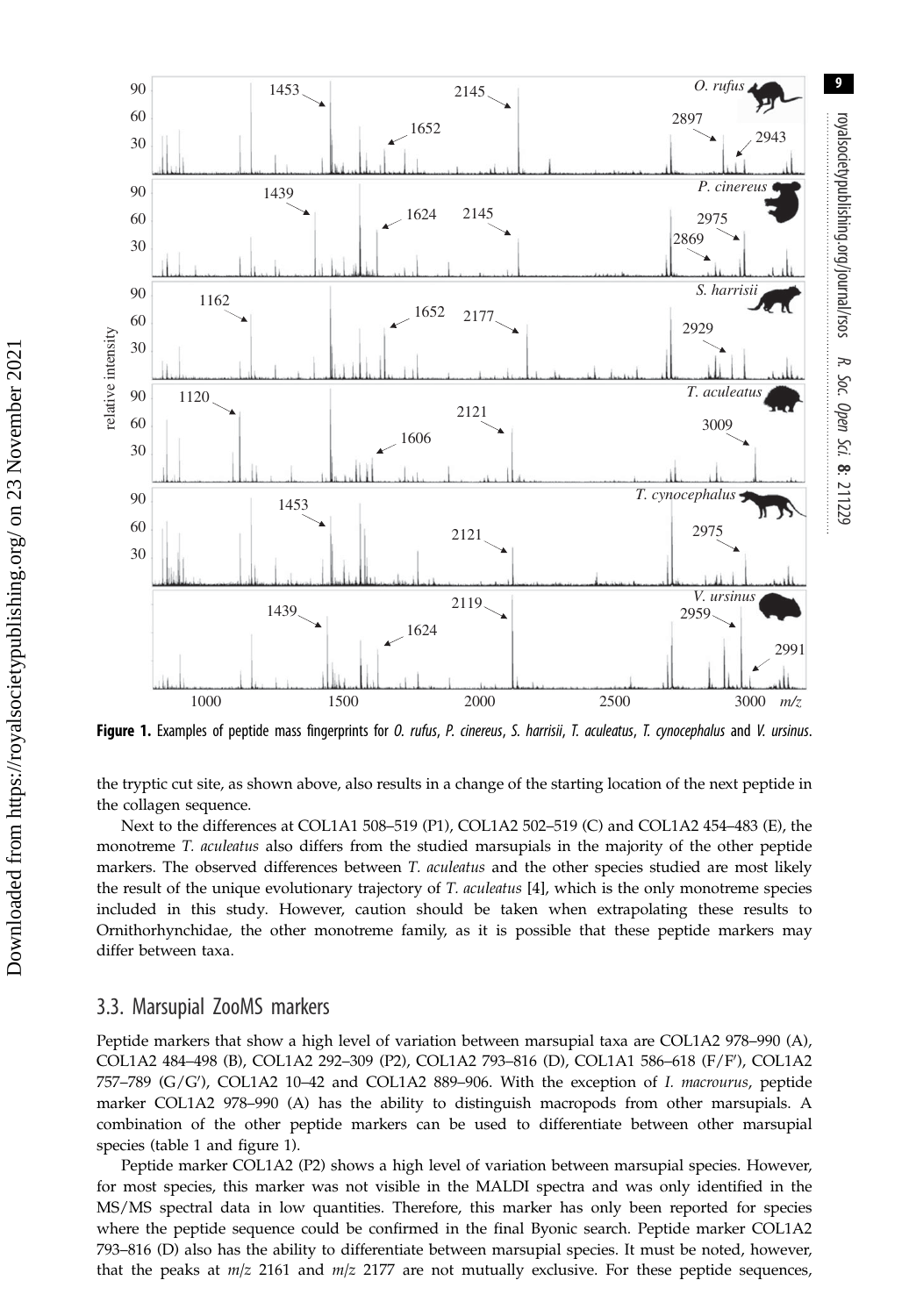O. rufus
90
60
30
1453
2145
1652
2897
2943

P. cinereus
90
60
30
1439
1624
2145
2975
2869

S. harrisii
90
60
30
1162
1652
2177
2929

T. aculeatus
90
60
30
1120
2121
1606
3009

T. cynocephalus
90
60
30
1453
2121
2975

V. ursinus
1439
2119
2959
1624
2991

relative intensity

1000 1500 2000 2500 3000 m/z

**Figure 1.** Examples of peptide mass fingerprints for *O. rufus*, *P. cinereus*, *S. harrisii*, *T. aculeatus*, *T. cynocephalus* and *V. ursinus*.

the tryptic cut site, as shown above, also results in a change of the starting location of the next peptide in the collagen sequence.

Next to the differences at COL1A1 508–519 (P1), COL1A2 502–519 (C) and COL1A2 454–483 (E), the monotreme *T. aculeatus* also differs from the studied marsupials in the majority of the other peptide markers. The observed differences between *T. aculeatus* and the other species studied are most likely the result of the unique evolutionary trajectory of *T. aculeatus* [4], which is the only monotreme species included in this study. However, caution should be taken when extrapolating these results to Ornithorhynchidae, the other monotreme family, as it is possible that these peptide markers may differ between taxa.

## 3.3. Marsupial ZooMS markers

Peptide markers that show a high level of variation between marsupial taxa are COL1A2 978–990 (A), COL1A2 484–498 (B), COL1A2 292–309 (P2), COL1A2 793–816 (D), COL1A1 586–618 (F/F′), COL1A2 757–789 (G/G′), COL1A2 10–42 and COL1A2 889–906. With the exception of *I. macrourus*, peptide marker COL1A2 978–990 (A) has the ability to distinguish macropods from other marsupials. A combination of the other peptide markers can be used to differentiate between other marsupial species (table 1 and figure 1).

Peptide marker COL1A2 (P2) shows a high level of variation between marsupial species. However, for most species, this marker was not visible in the MALDI spectra and was only identified in the MS/MS spectral data in low quantities. Therefore, this marker has only been reported for species where the peptide sequence could be confirmed in the final Byonic search. Peptide marker COL1A2 793–816 (D) also has the ability to differentiate between marsupial species. It must be noted, however, that the peaks at $m/z$ 2161 and $m/z$ 2177 are not mutually exclusive. For these peptide sequences,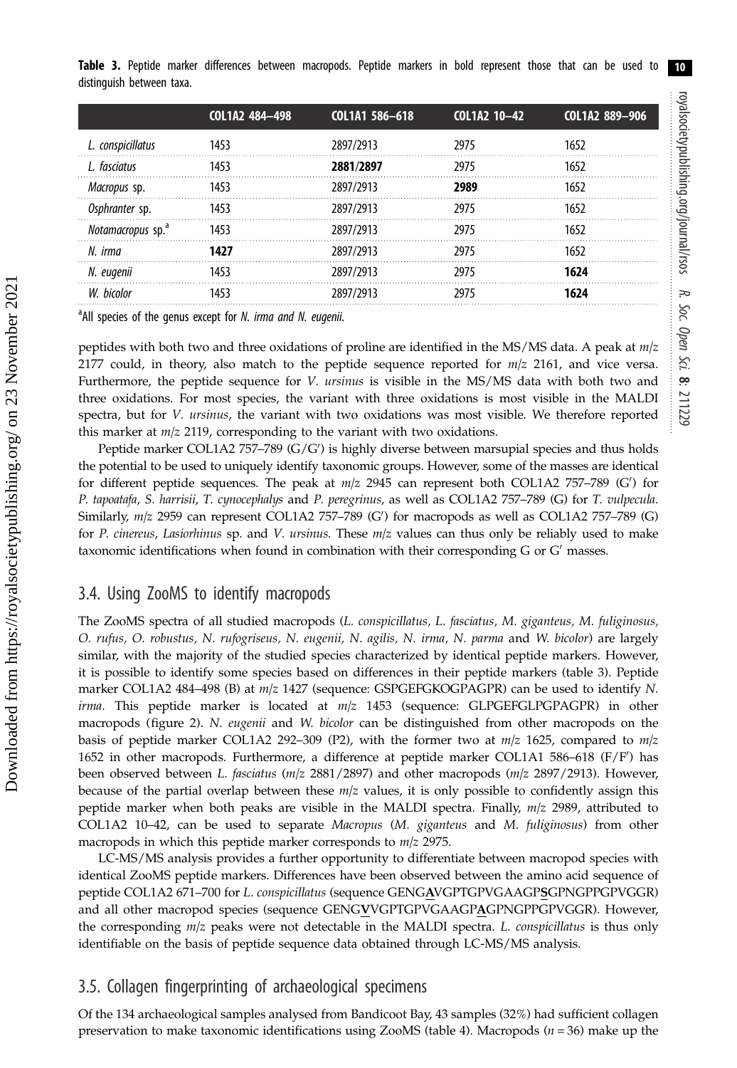**Table 3.** Peptide marker differences between macropods. Peptide markers in bold represent those that can be used to distinguish between taxa.

| | COL1A2 484–498 | COL1A1 586–618 | COL1A2 10–42 | COL1A2 889–906 |
|---|---|---|---|---|
| *L. conspicillatus* | 1453 | 2897/2913 | 2975 | 1652 |
| *L. fasciatus* | 1453 | **2881/2897** | 2975 | 1652 |
| *Macropus* sp. | 1453 | 2897/2913 | **2989** | 1652 |
| *Osphranter* sp. | 1453 | 2897/2913 | 2975 | 1652 |
| *Notamacropus* sp.[a] | 1453 | 2897/2913 | 2975 | 1652 |
| *N. irma* | **1427** | 2897/2913 | 2975 | 1652 |
| *N. eugenii* | 1453 | 2897/2913 | 2975 | **1624** |
| *W. bicolor* | 1453 | 2897/2913 | 2975 | **1624** |

[a]All species of the genus except for *N. irma and N. eugenii.*

peptides with both two and three oxidations of proline are identified in the MS/MS data. A peak at *m*/*z* 2177 could, in theory, also match to the peptide sequence reported for *m*/*z* 2161, and vice versa. Furthermore, the peptide sequence for *V. ursinus* is visible in the MS/MS data with both two and three oxidations. For most species, the variant with three oxidations is most visible in the MALDI spectra, but for *V. ursinus*, the variant with two oxidations was most visible. We therefore reported this marker at *m*/*z* 2119, corresponding to the variant with two oxidations.

Peptide marker COL1A2 757–789 (G/G′) is highly diverse between marsupial species and thus holds the potential to be used to uniquely identify taxonomic groups. However, some of the masses are identical for different peptide sequences. The peak at *m*/*z* 2945 can represent both COL1A2 757–789 (G′) for *P. tapoatafa*, *S. harrisii*, *T. cynocephalys* and *P. peregrinus*, as well as COL1A2 757–789 (G) for *T. vulpecula*. Similarly, *m*/*z* 2959 can represent COL1A2 757–789 (G′) for macropods as well as COL1A2 757–789 (G) for *P. cinereus*, *Lasiorhinus* sp. and *V. ursinus*. These *m*/*z* values can thus only be reliably used to make taxonomic identifications when found in combination with their corresponding G or G′ masses.

## 3.4. Using ZooMS to identify macropods

The ZooMS spectra of all studied macropods (*L. conspicillatus, L. fasciatus, M. giganteus, M. fuliginosus, O. rufus, O. robustus, N. rufogriseus, N. eugenii, N. agilis, N. irma, N. parma* and *W. bicolor*) are largely similar, with the majority of the studied species characterized by identical peptide markers. However, it is possible to identify some species based on differences in their peptide markers (table 3). Peptide marker COL1A2 484–498 (B) at *m*/*z* 1427 (sequence: GSPGEFGKOGPAGPR) can be used to identify *N. irma*. This peptide marker is located at *m*/*z* 1453 (sequence: GLPGEFGLPGPAGPR) in other macropods (figure 2). *N. eugenii* and *W. bicolor* can be distinguished from other macropods on the basis of peptide marker COL1A2 292–309 (P2), with the former two at *m*/*z* 1625, compared to *m*/*z* 1652 in other macropods. Furthermore, a difference at peptide marker COL1A1 586–618 (F/F′) has been observed between *L. fasciatus* (*m*/*z* 2881/2897) and other macropods (*m*/*z* 2897/2913). However, because of the partial overlap between these *m*/*z* values, it is only possible to confidently assign this peptide marker when both peaks are visible in the MALDI spectra. Finally, *m*/*z* 2989, attributed to COL1A2 10–42, can be used to separate *Macropus* (*M. giganteus* and *M. fuliginosus*) from other macropods in which this peptide marker corresponds to *m*/*z* 2975.

LC-MS/MS analysis provides a further opportunity to differentiate between macropod species with identical ZooMS peptide markers. Differences have been observed between the amino acid sequence of peptide COL1A2 671–700 for *L. conspicillatus* (sequence GENG**A**VGPTGPVGAAGP**S**GPNGPPGPVGGR) and all other macropod species (sequence GENG**V**VGPTGPVGAAGP**A**GPNGPPGPVGGR). However, the corresponding *m*/*z* peaks were not detectable in the MALDI spectra. *L. conspicillatus* is thus only identifiable on the basis of peptide sequence data obtained through LC-MS/MS analysis.

## 3.5. Collagen fingerprinting of archaeological specimens

Of the 134 archaeological samples analysed from Bandicoot Bay, 43 samples (32%) had sufficient collagen preservation to make taxonomic identifications using ZooMS (table 4). Macropods ($n = 36$) make up the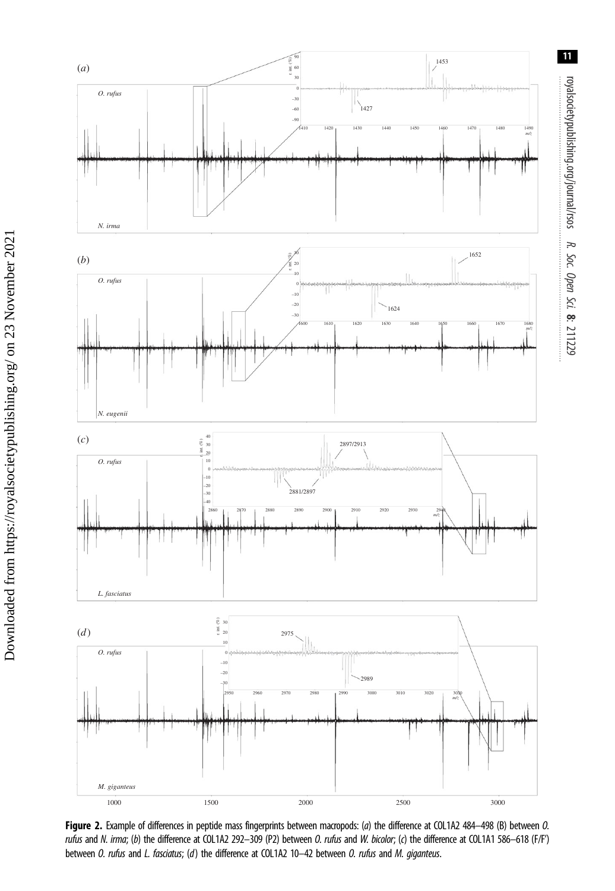(a)

O. rufus

N. irma

r. int. (%)

90
60
30
0
−30
−60
−90

1453

1427

1410 1420 1430 1440 1450 1460 1470 1480 1490
m/z

(b)

O. rufus

N. eugenii

r. int. (%)

30
20
10
0
−10
−20
−30

1652

1624

1600 1610 1620 1630 1640 1650 1660 1670 1680
m/z

(c)

O. rufus

L. fasciatus

r. int. (%)

40
30
20
10
0
−10
−20
−30
−40

2897/2913

2881/2897

2860 2870 2880 2890 2900 2910 2920 2930 2940
m/z

(d)

O. rufus

M. giganteus

r. int. (%)

30
20
10
0
−10
−20
−30

2975

2989

2950 2960 2970 2980 2990 3000 3010 3020 3030
m/z

1000 1500 2000 2500 3000

**Figure 2.** Example of differences in peptide mass fingerprints between macropods: (*a*) the difference at COL1A2 484–498 (B) between *O. rufus* and *N. irma*; (*b*) the difference at COL1A2 292–309 (P2) between *O. rufus* and *W. bicolor*; (*c*) the difference at COL1A1 586–618 (F/F′) between *O. rufus* and *L. fasciatus*; (*d*) the difference at COL1A2 10–42 between *O. rufus* and *M. giganteus*.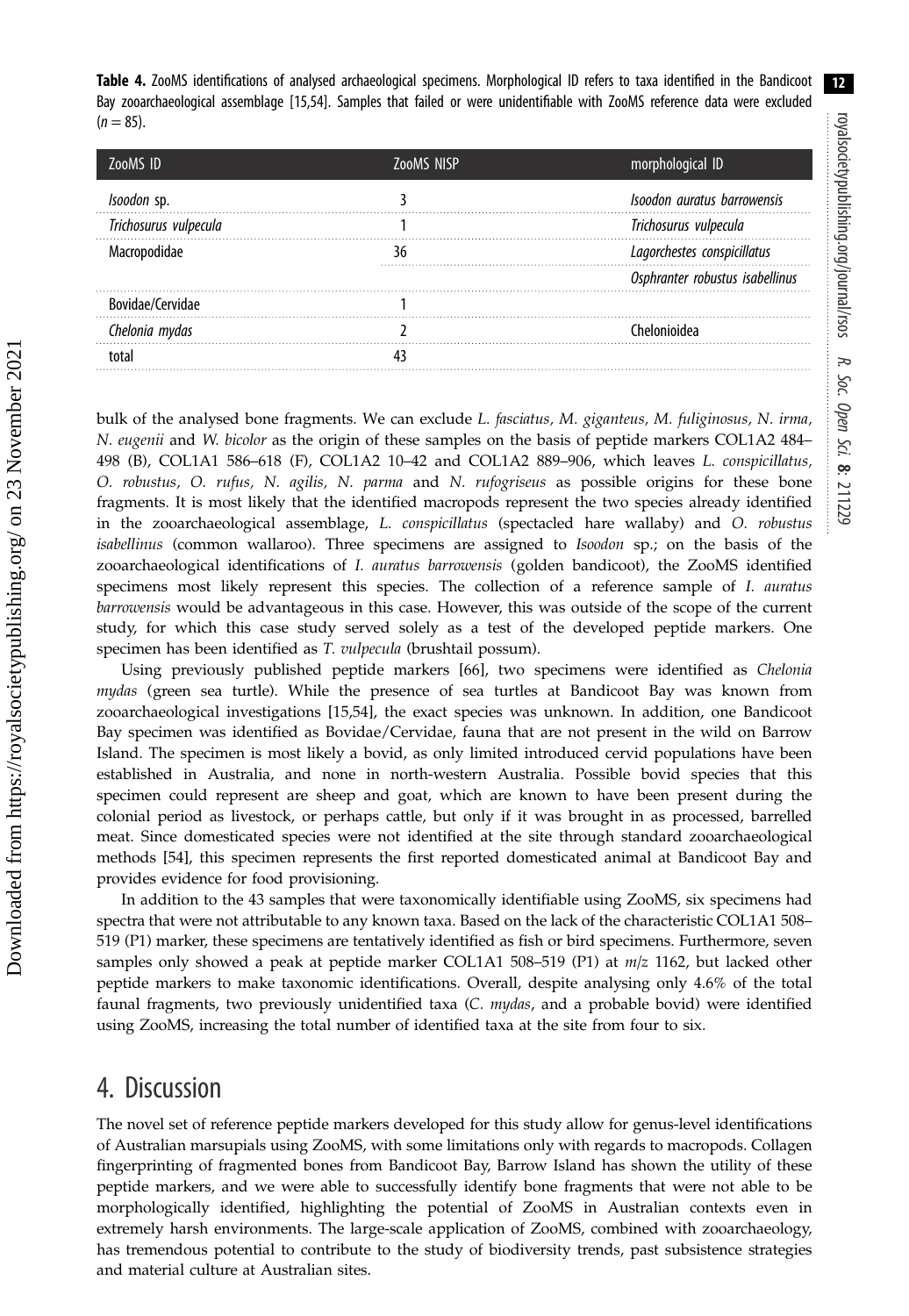**Table 4.** ZooMS identifications of analysed archaeological specimens. Morphological ID refers to taxa identified in the Bandicoot Bay zooarchaeological assemblage [15,54]. Samples that failed or were unidentifiable with ZooMS reference data were excluded ($n = 85$).

| ZooMS ID | ZooMS NISP | morphological ID |
|---|---|---|
| *Isoodon* sp. | 3 | *Isoodon auratus barrowensis* |
| *Trichosurus vulpecula* | 1 | *Trichosurus vulpecula* |
| Macropodidae | 36 | *Lagorchestes conspicillatus* |
| | | *Osphranter robustus isabellinus* |
| Bovidae/Cervidae | 1 | |
| *Chelonia mydas* | 2 | Chelonioidea |
| total | 43 | |

bulk of the analysed bone fragments. We can exclude *L. fasciatus, M. giganteus, M. fuliginosus, N. irma, N. eugenii* and *W. bicolor* as the origin of these samples on the basis of peptide markers COL1A2 484–498 (B), COL1A1 586–618 (F), COL1A2 10–42 and COL1A2 889–906, which leaves *L. conspicillatus, O. robustus, O. rufus, N. agilis, N. parma* and *N. rufogriseus* as possible origins for these bone fragments. It is most likely that the identified macropods represent the two species already identified in the zooarchaeological assemblage, *L. conspicillatus* (spectacled hare wallaby) and *O. robustus isabellinus* (common wallaroo). Three specimens are assigned to *Isoodon* sp.; on the basis of the zooarchaeological identifications of *I. auratus barrowensis* (golden bandicoot), the ZooMS identified specimens most likely represent this species. The collection of a reference sample of *I. auratus barrowensis* would be advantageous in this case. However, this was outside of the scope of the current study, for which this case study served solely as a test of the developed peptide markers. One specimen has been identified as *T. vulpecula* (brushtail possum).

Using previously published peptide markers [66], two specimens were identified as *Chelonia mydas* (green sea turtle). While the presence of sea turtles at Bandicoot Bay was known from zooarchaeological investigations [15,54], the exact species was unknown. In addition, one Bandicoot Bay specimen was identified as Bovidae/Cervidae, fauna that are not present in the wild on Barrow Island. The specimen is most likely a bovid, as only limited introduced cervid populations have been established in Australia, and none in north-western Australia. Possible bovid species that this specimen could represent are sheep and goat, which are known to have been present during the colonial period as livestock, or perhaps cattle, but only if it was brought in as processed, barrelled meat. Since domesticated species were not identified at the site through standard zooarchaeological methods [54], this specimen represents the first reported domesticated animal at Bandicoot Bay and provides evidence for food provisioning.

In addition to the 43 samples that were taxonomically identifiable using ZooMS, six specimens had spectra that were not attributable to any known taxa. Based on the lack of the characteristic COL1A1 508–519 (P1) marker, these specimens are tentatively identified as fish or bird specimens. Furthermore, seven samples only showed a peak at peptide marker COL1A1 508–519 (P1) at $m/z$ 1162, but lacked other peptide markers to make taxonomic identifications. Overall, despite analysing only 4.6% of the total faunal fragments, two previously unidentified taxa (*C. mydas*, and a probable bovid) were identified using ZooMS, increasing the total number of identified taxa at the site from four to six.

# 4. Discussion

The novel set of reference peptide markers developed for this study allow for genus-level identifications of Australian marsupials using ZooMS, with some limitations only with regards to macropods. Collagen fingerprinting of fragmented bones from Bandicoot Bay, Barrow Island has shown the utility of these peptide markers, and we were able to successfully identify bone fragments that were not able to be morphologically identified, highlighting the potential of ZooMS in Australian contexts even in extremely harsh environments. The large-scale application of ZooMS, combined with zooarchaeology, has tremendous potential to contribute to the study of biodiversity trends, past subsistence strategies and material culture at Australian sites.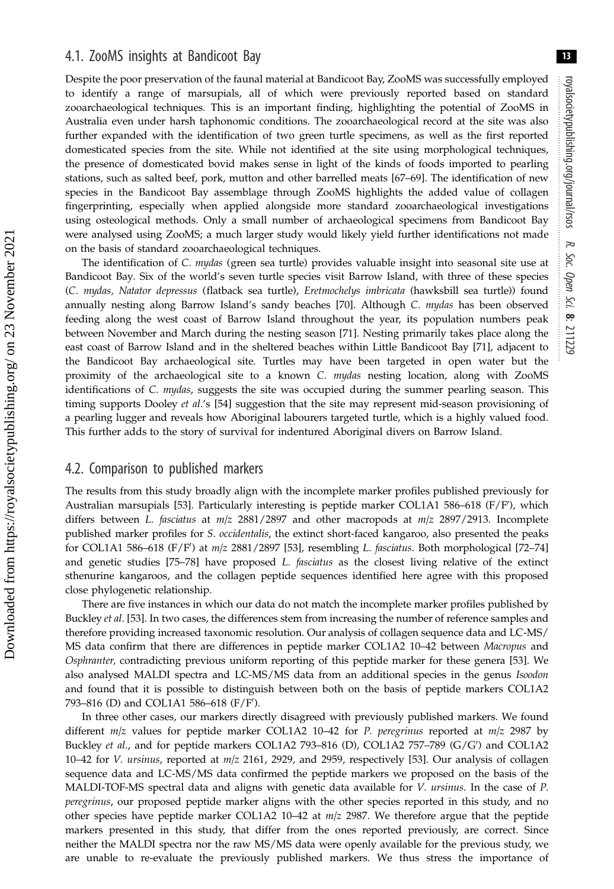## 4.1. ZooMS insights at Bandicoot Bay

Despite the poor preservation of the faunal material at Bandicoot Bay, ZooMS was successfully employed to identify a range of marsupials, all of which were previously reported based on standard zooarchaeological techniques. This is an important finding, highlighting the potential of ZooMS in Australia even under harsh taphonomic conditions. The zooarchaeological record at the site was also further expanded with the identification of two green turtle specimens, as well as the first reported domesticated species from the site. While not identified at the site using morphological techniques, the presence of domesticated bovid makes sense in light of the kinds of foods imported to pearling stations, such as salted beef, pork, mutton and other barrelled meats [67–69]. The identification of new species in the Bandicoot Bay assemblage through ZooMS highlights the added value of collagen fingerprinting, especially when applied alongside more standard zooarchaeological investigations using osteological methods. Only a small number of archaeological specimens from Bandicoot Bay were analysed using ZooMS; a much larger study would likely yield further identifications not made on the basis of standard zooarchaeological techniques.

The identification of *C. mydas* (green sea turtle) provides valuable insight into seasonal site use at Bandicoot Bay. Six of the world's seven turtle species visit Barrow Island, with three of these species (*C. mydas*, *Natator depressus* (flatback sea turtle), *Eretmochelys imbricata* (hawksbill sea turtle)) found annually nesting along Barrow Island's sandy beaches [70]. Although *C. mydas* has been observed feeding along the west coast of Barrow Island throughout the year, its population numbers peak between November and March during the nesting season [71]. Nesting primarily takes place along the east coast of Barrow Island and in the sheltered beaches within Little Bandicoot Bay [71], adjacent to the Bandicoot Bay archaeological site. Turtles may have been targeted in open water but the proximity of the archaeological site to a known *C. mydas* nesting location, along with ZooMS identifications of *C. mydas*, suggests the site was occupied during the summer pearling season. This timing supports Dooley *et al.*'s [54] suggestion that the site may represent mid-season provisioning of a pearling lugger and reveals how Aboriginal labourers targeted turtle, which is a highly valued food. This further adds to the story of survival for indentured Aboriginal divers on Barrow Island.

## 4.2. Comparison to published markers

The results from this study broadly align with the incomplete marker profiles published previously for Australian marsupials [53]. Particularly interesting is peptide marker COL1A1 586–618 (F/F′), which differs between *L. fasciatus* at *m*/*z* 2881/2897 and other macropods at *m*/*z* 2897/2913. Incomplete published marker profiles for *S. occidentalis*, the extinct short-faced kangaroo, also presented the peaks for COL1A1 586–618 (F/F′) at *m*/*z* 2881/2897 [53], resembling *L. fasciatus*. Both morphological [72–74] and genetic studies [75–78] have proposed *L. fasciatus* as the closest living relative of the extinct sthenurine kangaroos, and the collagen peptide sequences identified here agree with this proposed close phylogenetic relationship.

There are five instances in which our data do not match the incomplete marker profiles published by Buckley *et al*. [53]. In two cases, the differences stem from increasing the number of reference samples and therefore providing increased taxonomic resolution. Our analysis of collagen sequence data and LC-MS/MS data confirm that there are differences in peptide marker COL1A2 10–42 between *Macropus* and *Osphranter*, contradicting previous uniform reporting of this peptide marker for these genera [53]. We also analysed MALDI spectra and LC-MS/MS data from an additional species in the genus *Isoodon* and found that it is possible to distinguish between both on the basis of peptide markers COL1A2 793–816 (D) and COL1A1 586–618 (F/F′).

In three other cases, our markers directly disagreed with previously published markers. We found different *m*/*z* values for peptide marker COL1A2 10–42 for *P. peregrinus* reported at *m*/*z* 2987 by Buckley *et al*., and for peptide markers COL1A2 793–816 (D), COL1A2 757–789 (G/G′) and COL1A2 10–42 for *V. ursinus*, reported at *m*/*z* 2161, 2929, and 2959, respectively [53]. Our analysis of collagen sequence data and LC-MS/MS data confirmed the peptide markers we proposed on the basis of the MALDI-TOF-MS spectral data and aligns with genetic data available for *V. ursinus*. In the case of *P. peregrinus*, our proposed peptide marker aligns with the other species reported in this study, and no other species have peptide marker COL1A2 10–42 at *m*/*z* 2987. We therefore argue that the peptide markers presented in this study, that differ from the ones reported previously, are correct. Since neither the MALDI spectra nor the raw MS/MS data were openly available for the previous study, we are unable to re-evaluate the previously published markers. We thus stress the importance of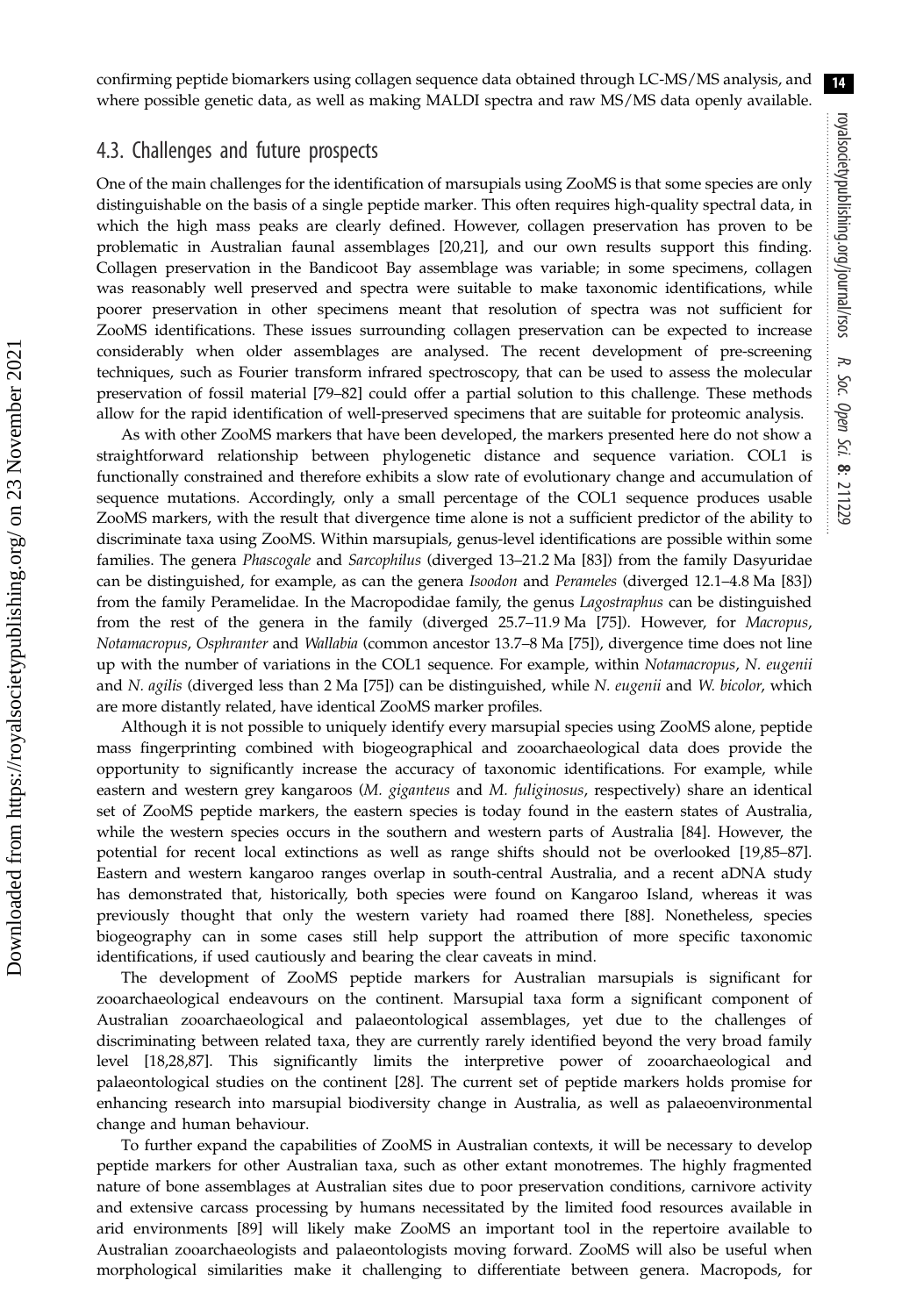confirming peptide biomarkers using collagen sequence data obtained through LC-MS/MS analysis, and where possible genetic data, as well as making MALDI spectra and raw MS/MS data openly available.

## 4.3. Challenges and future prospects

One of the main challenges for the identification of marsupials using ZooMS is that some species are only distinguishable on the basis of a single peptide marker. This often requires high-quality spectral data, in which the high mass peaks are clearly defined. However, collagen preservation has proven to be problematic in Australian faunal assemblages [20,21], and our own results support this finding. Collagen preservation in the Bandicoot Bay assemblage was variable; in some specimens, collagen was reasonably well preserved and spectra were suitable to make taxonomic identifications, while poorer preservation in other specimens meant that resolution of spectra was not sufficient for ZooMS identifications. These issues surrounding collagen preservation can be expected to increase considerably when older assemblages are analysed. The recent development of pre-screening techniques, such as Fourier transform infrared spectroscopy, that can be used to assess the molecular preservation of fossil material [79–82] could offer a partial solution to this challenge. These methods allow for the rapid identification of well-preserved specimens that are suitable for proteomic analysis.

As with other ZooMS markers that have been developed, the markers presented here do not show a straightforward relationship between phylogenetic distance and sequence variation. COL1 is functionally constrained and therefore exhibits a slow rate of evolutionary change and accumulation of sequence mutations. Accordingly, only a small percentage of the COL1 sequence produces usable ZooMS markers, with the result that divergence time alone is not a sufficient predictor of the ability to discriminate taxa using ZooMS. Within marsupials, genus-level identifications are possible within some families. The genera *Phascogale* and *Sarcophilus* (diverged 13–21.2 Ma [83]) from the family Dasyuridae can be distinguished, for example, as can the genera *Isoodon* and *Perameles* (diverged 12.1–4.8 Ma [83]) from the family Peramelidae. In the Macropodidae family, the genus *Lagostraphus* can be distinguished from the rest of the genera in the family (diverged 25.7–11.9 Ma [75]). However, for *Macropus*, *Notamacropus*, *Osphranter* and *Wallabia* (common ancestor 13.7–8 Ma [75]), divergence time does not line up with the number of variations in the COL1 sequence. For example, within *Notamacropus*, *N. eugenii* and *N. agilis* (diverged less than 2 Ma [75]) can be distinguished, while *N. eugenii* and *W. bicolor*, which are more distantly related, have identical ZooMS marker profiles.

Although it is not possible to uniquely identify every marsupial species using ZooMS alone, peptide mass fingerprinting combined with biogeographical and zooarchaeological data does provide the opportunity to significantly increase the accuracy of taxonomic identifications. For example, while eastern and western grey kangaroos (*M. giganteus* and *M. fuliginosus*, respectively) share an identical set of ZooMS peptide markers, the eastern species is today found in the eastern states of Australia, while the western species occurs in the southern and western parts of Australia [84]. However, the potential for recent local extinctions as well as range shifts should not be overlooked [19,85–87]. Eastern and western kangaroo ranges overlap in south-central Australia, and a recent aDNA study has demonstrated that, historically, both species were found on Kangaroo Island, whereas it was previously thought that only the western variety had roamed there [88]. Nonetheless, species biogeography can in some cases still help support the attribution of more specific taxonomic identifications, if used cautiously and bearing the clear caveats in mind.

The development of ZooMS peptide markers for Australian marsupials is significant for zooarchaeological endeavours on the continent. Marsupial taxa form a significant component of Australian zooarchaeological and palaeontological assemblages, yet due to the challenges of discriminating between related taxa, they are currently rarely identified beyond the very broad family level [18,28,87]. This significantly limits the interpretive power of zooarchaeological and palaeontological studies on the continent [28]. The current set of peptide markers holds promise for enhancing research into marsupial biodiversity change in Australia, as well as palaeoenvironmental change and human behaviour.

To further expand the capabilities of ZooMS in Australian contexts, it will be necessary to develop peptide markers for other Australian taxa, such as other extant monotremes. The highly fragmented nature of bone assemblages at Australian sites due to poor preservation conditions, carnivore activity and extensive carcass processing by humans necessitated by the limited food resources available in arid environments [89] will likely make ZooMS an important tool in the repertoire available to Australian zooarchaeologists and palaeontologists moving forward. ZooMS will also be useful when morphological similarities make it challenging to differentiate between genera. Macropods, for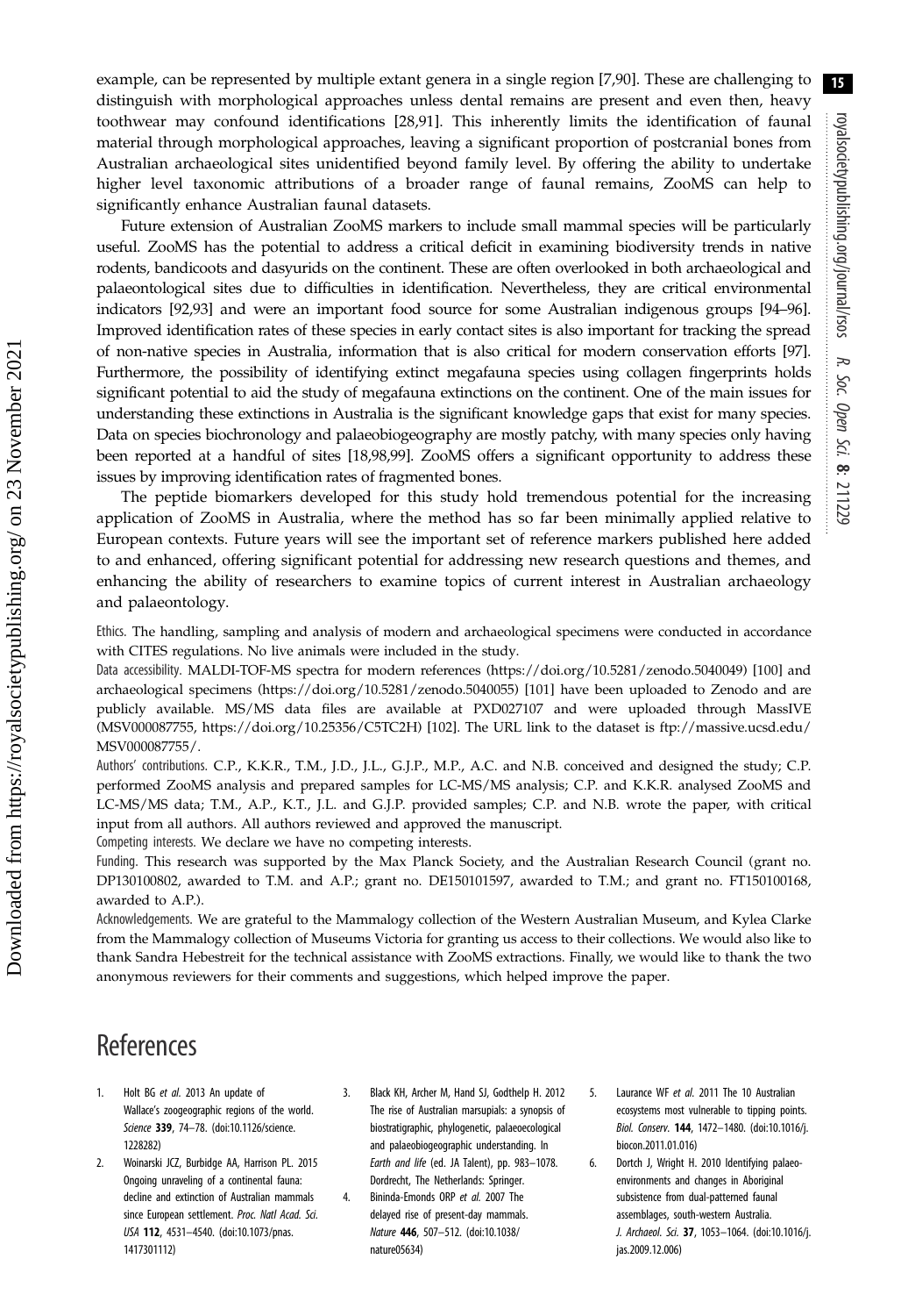example, can be represented by multiple extant genera in a single region [7,90]. These are challenging to distinguish with morphological approaches unless dental remains are present and even then, heavy toothwear may confound identifications [28,91]. This inherently limits the identification of faunal material through morphological approaches, leaving a significant proportion of postcranial bones from Australian archaeological sites unidentified beyond family level. By offering the ability to undertake higher level taxonomic attributions of a broader range of faunal remains, ZooMS can help to significantly enhance Australian faunal datasets.

Future extension of Australian ZooMS markers to include small mammal species will be particularly useful. ZooMS has the potential to address a critical deficit in examining biodiversity trends in native rodents, bandicoots and dasyurids on the continent. These are often overlooked in both archaeological and palaeontological sites due to difficulties in identification. Nevertheless, they are critical environmental indicators [92,93] and were an important food source for some Australian indigenous groups [94–96]. Improved identification rates of these species in early contact sites is also important for tracking the spread of non-native species in Australia, information that is also critical for modern conservation efforts [97]. Furthermore, the possibility of identifying extinct megafauna species using collagen fingerprints holds significant potential to aid the study of megafauna extinctions on the continent. One of the main issues for understanding these extinctions in Australia is the significant knowledge gaps that exist for many species. Data on species biochronology and palaeobiogeography are mostly patchy, with many species only having been reported at a handful of sites [18,98,99]. ZooMS offers a significant opportunity to address these issues by improving identification rates of fragmented bones.

The peptide biomarkers developed for this study hold tremendous potential for the increasing application of ZooMS in Australia, where the method has so far been minimally applied relative to European contexts. Future years will see the important set of reference markers published here added to and enhanced, offering significant potential for addressing new research questions and themes, and enhancing the ability of researchers to examine topics of current interest in Australian archaeology and palaeontology.

Ethics. The handling, sampling and analysis of modern and archaeological specimens were conducted in accordance with CITES regulations. No live animals were included in the study.

Data accessibility. MALDI-TOF-MS spectra for modern references (https://doi.org/10.5281/zenodo.5040049) [100] and archaeological specimens (https://doi.org/10.5281/zenodo.5040055) [101] have been uploaded to Zenodo and are publicly available. MS/MS data files are available at PXD027107 and were uploaded through MassIVE (MSV000087755, https://doi.org/10.25356/C5TC2H) [102]. The URL link to the dataset is ftp://massive.ucsd.edu/MSV000087755/.

Authors' contributions. C.P., K.K.R., T.M., J.D., J.L., G.J.P., M.P., A.C. and N.B. conceived and designed the study; C.P. performed ZooMS analysis and prepared samples for LC-MS/MS analysis; C.P. and K.K.R. analysed ZooMS and LC-MS/MS data; T.M., A.P., K.T., J.L. and G.J.P. provided samples; C.P. and N.B. wrote the paper, with critical input from all authors. All authors reviewed and approved the manuscript.

Competing interests. We declare we have no competing interests.

Funding. This research was supported by the Max Planck Society, and the Australian Research Council (grant no. DP130100802, awarded to T.M. and A.P.; grant no. DE150101597, awarded to T.M.; and grant no. FT150100168, awarded to A.P.).

Acknowledgements. We are grateful to the Mammalogy collection of the Western Australian Museum, and Kylea Clarke from the Mammalogy collection of Museums Victoria for granting us access to their collections. We would also like to thank Sandra Hebestreit for the technical assistance with ZooMS extractions. Finally, we would like to thank the two anonymous reviewers for their comments and suggestions, which helped improve the paper.

# References

1. Holt BG *et al.* 2013 An update of Wallace's zoogeographic regions of the world. *Science* **339**, 74–78. (doi:10.1126/science.1228282)
2. Woinarski JCZ, Burbidge AA, Harrison PL. 2015 Ongoing unraveling of a continental fauna: decline and extinction of Australian mammals since European settlement. *Proc. Natl Acad. Sci. USA* **112**, 4531–4540. (doi:10.1073/pnas.1417301112)
3. Black KH, Archer M, Hand SJ, Godthelp H. 2012 The rise of Australian marsupials: a synopsis of biostratigraphic, phylogenetic, palaeoecological and palaeobiogeographic understanding. In *Earth and life* (ed. JA Talent), pp. 983–1078. Dordrecht, The Netherlands: Springer.
4. Bininda-Emonds ORP *et al.* 2007 The delayed rise of present-day mammals. *Nature* **446**, 507–512. (doi:10.1038/nature05634)
5. Laurance WF *et al.* 2011 The 10 Australian ecosystems most vulnerable to tipping points. *Biol. Conserv.* **144**, 1472–1480. (doi:10.1016/j.biocon.2011.01.016)
6. Dortch J, Wright H. 2010 Identifying palaeo-environments and changes in Aboriginal subsistence from dual-patterned faunal assemblages, south-western Australia. *J. Archaeol. Sci.* **37**, 1053–1064. (doi:10.1016/j.jas.2009.12.006)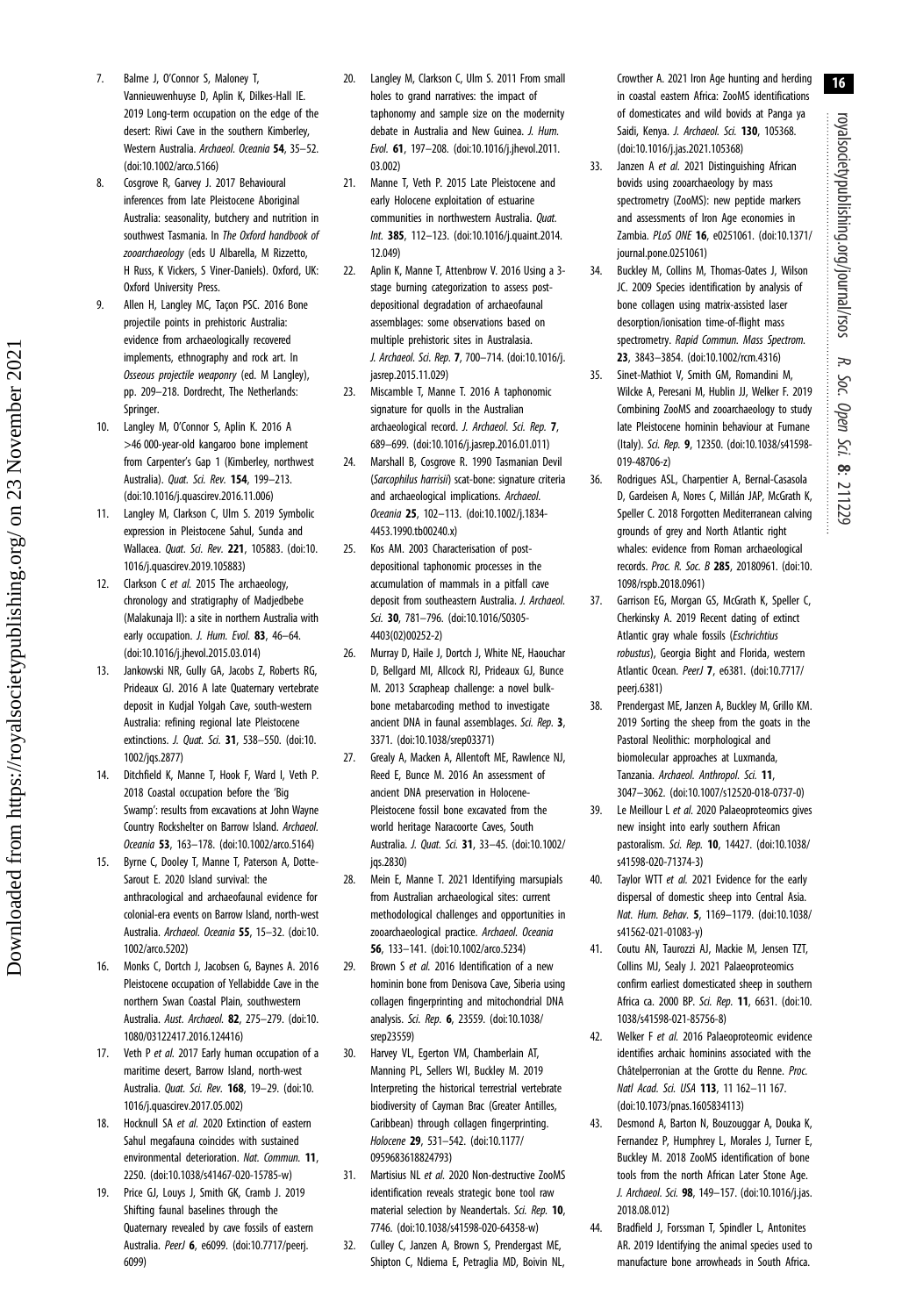7. Balme J, O'Connor S, Maloney T, Vannieuwenhuyse D, Aplin K, Dilkes-Hall IE. 2019 Long-term occupation on the edge of the desert: Riwi Cave in the southern Kimberley, Western Australia. *Archaeol. Oceania* **54**, 35–52. (doi:10.1002/arco.5166)
8. Cosgrove R, Garvey J. 2017 Behavioural inferences from late Pleistocene Aboriginal Australia: seasonality, butchery and nutrition in southwest Tasmania. In *The Oxford handbook of zooarchaeology* (eds U Albarella, M Rizzetto, H Russ, K Vickers, S Viner-Daniels). Oxford, UK: Oxford University Press.
9. Allen H, Langley MC, Taçon PSC. 2016 Bone projectile points in prehistoric Australia: evidence from archaeologically recovered implements, ethnography and rock art. In *Osseous projectile weaponry* (ed. M Langley), pp. 209–218. Dordrecht, The Netherlands: Springer.
10. Langley M, O'Connor S, Aplin K. 2016 A >46 000-year-old kangaroo bone implement from Carpenter's Gap 1 (Kimberley, northwest Australia). *Quat. Sci. Rev.* **154**, 199–213. (doi:10.1016/j.quascirev.2016.11.006)
11. Langley M, Clarkson C, Ulm S. 2019 Symbolic expression in Pleistocene Sahul, Sunda and Wallacea. *Quat. Sci. Rev.* **221**, 105883. (doi:10.1016/j.quascirev.2019.105883)
12. Clarkson C *et al.* 2015 The archaeology, chronology and stratigraphy of Madjedbebe (Malakunaja II): a site in northern Australia with early occupation. *J. Hum. Evol.* **83**, 46–64. (doi:10.1016/j.jhevol.2015.03.014)
13. Jankowski NR, Gully GA, Jacobs Z, Roberts RG, Prideaux GJ. 2016 A late Quaternary vertebrate deposit in Kudjal Yolgah Cave, south-western Australia: refining regional late Pleistocene extinctions. *J. Quat. Sci.* **31**, 538–550. (doi:10.1002/jqs.2877)
14. Ditchfield K, Manne T, Hook F, Ward I, Veth P. 2018 Coastal occupation before the 'Big Swamp': results from excavations at John Wayne Country Rockshelter on Barrow Island. *Archaeol. Oceania* **53**, 163–178. (doi:10.1002/arco.5164)
15. Byrne C, Dooley T, Manne T, Paterson A, Dotte-Sarout E. 2020 Island survival: the anthracological and archaeofaunal evidence for colonial-era events on Barrow Island, north-west Australia. *Archaeol. Oceania* **55**, 15–32. (doi:10.1002/arco.5202)
16. Monks C, Dortch J, Jacobsen G, Baynes A. 2016 Pleistocene occupation of Yellabidde Cave in the northern Swan Coastal Plain, southwestern Australia. *Aust. Archaeol.* **82**, 275–279. (doi:10.1080/03122417.2016.124416)
17. Veth P *et al.* 2017 Early human occupation of a maritime desert, Barrow Island, north-west Australia. *Quat. Sci. Rev.* **168**, 19–29. (doi:10.1016/j.quascirev.2017.05.002)
18. Hocknull SA *et al.* 2020 Extinction of eastern Sahul megafauna coincides with sustained environmental deterioration. *Nat. Commun.* **11**, 2250. (doi:10.1038/s41467-020-15785-w)
19. Price GJ, Louys J, Smith GK, Cramb J. 2019 Shifting faunal baselines through the Quaternary revealed by cave fossils of eastern Australia. *PeerJ* **6**, e6099. (doi:10.7717/peerj.6099)
20. Langley M, Clarkson C, Ulm S. 2011 From small holes to grand narratives: the impact of taphonomy and sample size on the modernity debate in Australia and New Guinea. *J. Hum. Evol.* **61**, 197–208. (doi:10.1016/j.jhevol.2011.03.002)
21. Manne T, Veth P. 2015 Late Pleistocene and early Holocene exploitation of estuarine communities in northwestern Australia. *Quat. Int.* **385**, 112–123. (doi:10.1016/j.quaint.2014.12.049)
22. Aplin K, Manne T, Attenbrow V. 2016 Using a 3-stage burning categorization to assess post-depositional degradation of archaeofaunal assemblages: some observations based on multiple prehistoric sites in Australasia. *J. Archaeol. Sci. Rep.* **7**, 700–714. (doi:10.1016/j.jasrep.2015.11.029)
23. Miscamble T, Manne T. 2016 A taphonomic signature for quolls in the Australian archaeological record. *J. Archaeol. Sci. Rep.* **7**, 689–699. (doi:10.1016/j.jasrep.2016.01.011)
24. Marshall B, Cosgrove R. 1990 Tasmanian Devil (*Sarcophilus harrisii*) scat-bone: signature criteria and archaeological implications. *Archaeol. Oceania* **25**, 102–113. (doi:10.1002/j.1834-4453.1990.tb00240.x)
25. Kos AM. 2003 Characterisation of post-depositional taphonomic processes in the accumulation of mammals in a pitfall cave deposit from southeastern Australia. *J. Archaeol. Sci.* **30**, 781–796. (doi:10.1016/S0305-4403(02)00252-2)
26. Murray D, Haile J, Dortch J, White NE, Haouchar D, Bellgard MI, Allcock RJ, Prideaux GJ, Bunce M. 2013 Scrapheap challenge: a novel bulk-bone metabarcoding method to investigate ancient DNA in faunal assemblages. *Sci. Rep.* **3**, 3371. (doi:10.1038/srep03371)
27. Grealy A, Macken A, Allentoft ME, Rawlence NJ, Reed E, Bunce M. 2016 An assessment of ancient DNA preservation in Holocene-Pleistocene fossil bone excavated from the world heritage Naracoorte Caves, South Australia. *J. Quat. Sci.* **31**, 33–45. (doi:10.1002/jqs.2830)
28. Mein E, Manne T. 2021 Identifying marsupials from Australian archaeological sites: current methodological challenges and opportunities in zooarchaeological practice. *Archaeol. Oceania* **56**, 133–141. (doi:10.1002/arco.5234)
29. Brown S *et al.* 2016 Identification of a new hominin bone from Denisova Cave, Siberia using collagen fingerprinting and mitochondrial DNA analysis. *Sci. Rep.* **6**, 23559. (doi:10.1038/srep23559)
30. Harvey VL, Egerton VM, Chamberlain AT, Manning PL, Sellers WI, Buckley M. 2019 Interpreting the historical terrestrial vertebrate biodiversity of Cayman Brac (Greater Antilles, Caribbean) through collagen fingerprinting. *Holocene* **29**, 531–542. (doi:10.1177/0959683618824793)
31. Martisius NL *et al.* 2020 Non-destructive ZooMS identification reveals strategic bone tool raw material selection by Neandertals. *Sci. Rep.* **10**, 7746. (doi:10.1038/s41598-020-64358-w)
32. Culley C, Janzen A, Brown S, Prendergast ME, Shipton C, Ndiema E, Petraglia MD, Boivin NL, Crowther A. 2021 Iron Age hunting and herding in coastal eastern Africa: ZooMS identifications of domesticates and wild bovids at Panga ya Saidi, Kenya. *J. Archaeol. Sci.* **130**, 105368. (doi:10.1016/j.jas.2021.105368)
33. Janzen A *et al.* 2021 Distinguishing African bovids using zooarchaeology by mass spectrometry (ZooMS): new peptide markers and assessments of Iron Age economies in Zambia. *PLoS ONE* **16**, e0251061. (doi:10.1371/journal.pone.0251061)
34. Buckley M, Collins M, Thomas-Oates J, Wilson JC. 2009 Species identification by analysis of bone collagen using matrix-assisted laser desorption/ionisation time-of-flight mass spectrometry. *Rapid Commun. Mass Spectrom.* **23**, 3843–3854. (doi:10.1002/rcm.4316)
35. Sinet-Mathiot V, Smith GM, Romandini M, Wilcke A, Peresani M, Hublin JJ, Welker F. 2019 Combining ZooMS and zooarchaeology to study late Pleistocene hominin behaviour at Fumane (Italy). *Sci. Rep.* **9**, 12350. (doi:10.1038/s41598-019-48706-z)
36. Rodrigues ASL, Charpentier A, Bernal-Casasola D, Gardeisen A, Nores C, Millán JAP, McGrath K, Speller C. 2018 Forgotten Mediterranean calving grounds of grey and North Atlantic right whales: evidence from Roman archaeological records. *Proc. R. Soc. B* **285**, 20180961. (doi:10.1098/rspb.2018.0961)
37. Garrison EG, Morgan GS, McGrath K, Speller C, Cherkinsky A. 2019 Recent dating of extinct Atlantic gray whale fossils (*Eschrichtius robustus*), Georgia Bight and Florida, western Atlantic Ocean. *PeerJ* **7**, e6381. (doi:10.7717/peerj.6381)
38. Prendergast ME, Janzen A, Buckley M, Grillo KM. 2019 Sorting the sheep from the goats in the Pastoral Neolithic: morphological and biomolecular approaches at Luxmanda, Tanzania. *Archaeol. Anthropol. Sci.* **11**, 3047–3062. (doi:10.1007/s12520-018-0737-0)
39. Le Meillour L *et al.* 2020 Palaeoproteomics gives new insight into early southern African pastoralism. *Sci. Rep.* **10**, 14427. (doi:10.1038/s41598-020-71374-3)
40. Taylor WTT *et al.* 2021 Evidence for the early dispersal of domestic sheep into Central Asia. *Nat. Hum. Behav.* **5**, 1169–1179. (doi:10.1038/s41562-021-01083-y)
41. Coutu AN, Taurozzi AJ, Mackie M, Jensen TZT, Collins MJ, Sealy J. 2021 Palaeoproteomics confirm earliest domesticated sheep in southern Africa ca. 2000 BP. *Sci. Rep.* **11**, 6631. (doi:10.1038/s41598-021-85756-8)
42. Welker F *et al.* 2016 Palaeoproteomic evidence identifies archaic hominins associated with the Châtelperronian at the Grotte du Renne. *Proc. Natl Acad. Sci. USA* **113**, 11 162–11 167. (doi:10.1073/pnas.1605834113)
43. Desmond A, Barton N, Bouzouggar A, Douka K, Fernandez P, Humphrey L, Morales J, Turner E, Buckley M. 2018 ZooMS identification of bone tools from the north African Later Stone Age. *J. Archaeol. Sci.* **98**, 149–157. (doi:10.1016/j.jas.2018.08.012)
44. Bradfield J, Forssman T, Spindler L, Antonites AR. 2019 Identifying the animal species used to manufacture bone arrowheads in South Africa.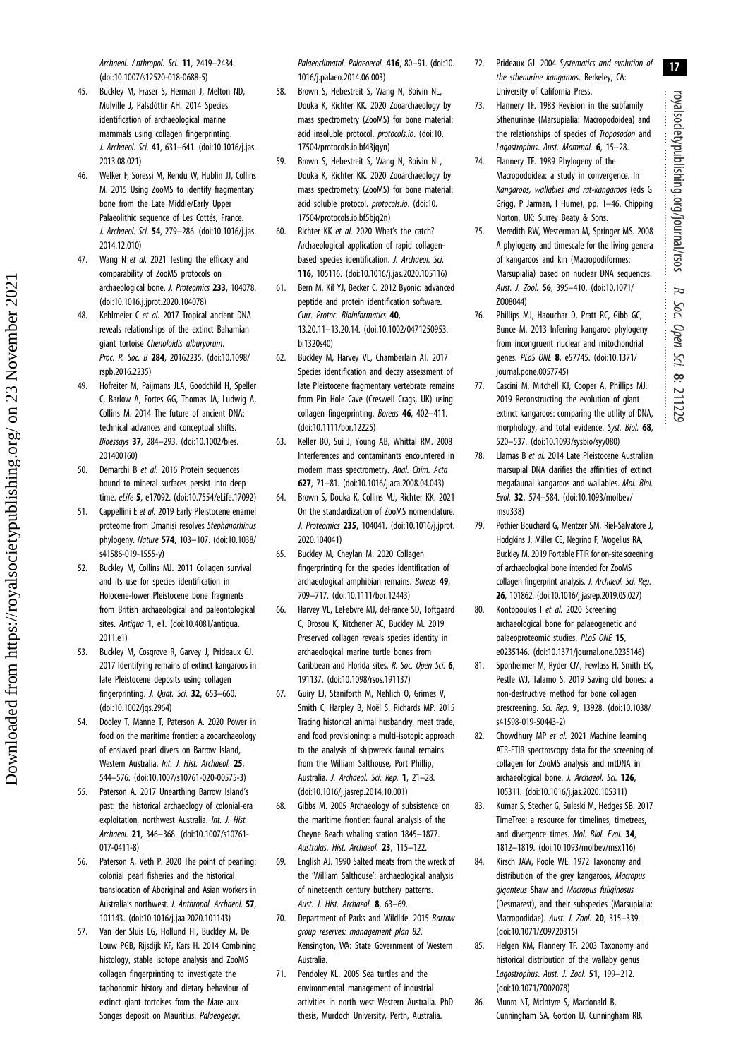Archaeol. Anthropol. Sci. **11**, 2419–2434. (doi:10.1007/s12520-018-0688-5)

45. Buckley M, Fraser S, Herman J, Melton ND, Mulville J, Pálsdóttir AH. 2014 Species identification of archaeological marine mammals using collagen fingerprinting. *J. Archaeol. Sci.* **41**, 631–641. (doi:10.1016/j.jas.2013.08.021)
46. Welker F, Soressi M, Rendu W, Hublin JJ, Collins M. 2015 Using ZooMS to identify fragmentary bone from the Late Middle/Early Upper Palaeolithic sequence of Les Cottés, France. *J. Archaeol. Sci.* **54**, 279–286. (doi:10.1016/j.jas.2014.12.010)
47. Wang N *et al.* 2021 Testing the efficacy and comparability of ZooMS protocols on archaeological bone. *J. Proteomics* **233**, 104078. (doi:10.1016/j.jprot.2020.104078)
48. Kehlmeier C *et al.* 2017 Tropical ancient DNA reveals relationships of the extinct Bahamian giant tortoise *Chenoloidis alburyorum*. *Proc. R. Soc. B* **284**, 20162235. (doi:10.1098/rspb.2016.2235)
49. Hofreiter M, Paijmans JLA, Goodchild H, Speller C, Barlow A, Fortes GG, Thomas JA, Ludwig A, Collins M. 2014 The future of ancient DNA: technical advances and conceptual shifts. *Bioessays* **37**, 284–293. (doi:10.1002/bies.201400160)
50. Demarchi B *et al.* 2016 Protein sequences bound to mineral surfaces persist into deep time. *eLife* **5**, e17092. (doi:10.7554/eLife.17092)
51. Cappellini E *et al.* 2019 Early Pleistocene enamel proteome from Dmanisi resolves *Stephanorhinus* phylogeny. *Nature* **574**, 103–107. (doi:10.1038/s41586-019-1555-y)
52. Buckley M, Collins MJ. 2011 Collagen survival and its use for species identification in Holocene-lower Pleistocene bone fragments from British archaeological and paleontological sites. *Antiqua* **1**, e1. (doi:10.4081/antiqua.2011.e1)
53. Buckley M, Cosgrove R, Garvey J, Prideaux GJ. 2017 Identifying remains of extinct kangaroos in late Pleistocene deposits using collagen fingerprinting. *J. Quat. Sci.* **32**, 653–660. (doi:10.1002/jqs.2964)
54. Dooley T, Manne T, Paterson A. 2020 Power in food on the maritime frontier: a zooarchaeology of enslaved pearl divers on Barrow Island, Western Australia. *Int. J. Hist. Archaeol.* **25**, 544–576. (doi:10.1007/s10761-020-00575-3)
55. Paterson A. 2017 Unearthing Barrow Island's past: the historical archaeology of colonial-era exploitation, northwest Australia. *Int. J. Hist. Archaeol.* **21**, 346–368. (doi:10.1007/s10761-017-0411-8)
56. Paterson A, Veth P. 2020 The point of pearling: colonial pearl fisheries and the historical translocation of Aboriginal and Asian workers in Australia's northwest. *J. Anthropol. Archaeol.* **57**, 101143. (doi:10.1016/j.jaa.2020.101143)
57. Van der Sluis LG, Hollund HI, Buckley M, De Louw PGB, Rijsdijk KF, Kars H. 2014 Combining histology, stable isotope analysis and ZooMS collagen fingerprinting to investigate the taphonomic history and dietary behaviour of extinct giant tortoises from the Mare aux Songes deposit on Mauritius. *Palaeogeogr. Palaeoclimatol. Palaeoecol.* **416**, 80–91. (doi:10.1016/j.palaeo.2014.06.003)
58. Brown S, Hebestreit S, Wang N, Boivin NL, Douka K, Richter KK. 2020 Zooarchaeology by mass spectrometry (ZooMS) for bone material: acid insoluble protocol. *protocols.io*. (doi:10.17504/protocols.io.bf43jqyn)
59. Brown S, Hebestreit S, Wang N, Boivin NL, Douka K, Richter KK. 2020 Zooarchaeology by mass spectrometry (ZooMS) for bone material: acid soluble protocol. *protocols.io*. (doi:10.17504/protocols.io.bf5bjq2n)
60. Richter KK *et al.* 2020 What's the catch? Archaeological application of rapid collagen-based species identification. *J. Archaeol. Sci.* **116**, 105116. (doi:10.1016/j.jas.2020.105116)
61. Bern M, Kil YJ, Becker C. 2012 Byonic: advanced peptide and protein identification software. *Curr. Protoc. Bioinformatics* **40**, 13.20.11–13.20.14. (doi:10.1002/0471250953.bi1320s40)
62. Buckley M, Harvey VL, Chamberlain AT. 2017 Species identification and decay assessment of late Pleistocene fragmentary vertebrate remains from Pin Hole Cave (Creswell Crags, UK) using collagen fingerprinting. *Boreas* **46**, 402–411. (doi:10.1111/bor.12225)
63. Keller BO, Sui J, Young AB, Whittal RM. 2008 Interferences and contaminants encountered in modern mass spectrometry. *Anal. Chim. Acta* **627**, 71–81. (doi:10.1016/j.aca.2008.04.043)
64. Brown S, Douka K, Collins MJ, Richter KK. 2021 On the standardization of ZooMS nomenclature. *J. Proteomics* **235**, 104041. (doi:10.1016/j.jprot.2020.104041)
65. Buckley M, Cheylan M. 2020 Collagen fingerprinting for the species identification of archaeological amphibian remains. *Boreas* **49**, 709–717. (doi:10.1111/bor.12443)
66. Harvey VL, LeFebvre MJ, deFrance SD, Toftgaard C, Drosou K, Kitchener AC, Buckley M. 2019 Preserved collagen reveals species identity in archaeological marine turtle bones from Caribbean and Florida sites. *R. Soc. Open Sci.* **6**, 191137. (doi:10.1098/rsos.191137)
67. Guiry EJ, Staniforth M, Nehlich O, Grimes V, Smith C, Harpley B, Noël S, Richards MP. 2015 Tracing historical animal husbandry, meat trade, and food provisioning: a multi-isotopic approach to the analysis of shipwreck faunal remains from the William Salthouse, Port Phillip, Australia. *J. Archaeol. Sci. Rep.* **1**, 21–28. (doi:10.1016/j.jasrep.2014.10.001)
68. Gibbs M. 2005 Archaeology of subsistence on the maritime frontier: faunal analysis of the Cheyne Beach whaling station 1845–1877. *Australas. Hist. Archaeol.* **23**, 115–122.
69. English AJ. 1990 Salted meats from the wreck of the 'William Salthouse': archaeological analysis of nineteenth century butchery patterns. *Aust. J. Hist. Archaeol.* **8**, 63–69.
70. Department of Parks and Wildlife. 2015 *Barrow group reserves: management plan 82*. Kensington, WA: State Government of Western Australia.
71. Pendoley KL. 2005 Sea turtles and the environmental management of industrial activities in north west Western Australia. PhD thesis, Murdoch University, Perth, Australia.
72. Prideaux GJ. 2004 *Systematics and evolution of the sthenurine kangaroos*. Berkeley, CA: University of California Press.
73. Flannery TF. 1983 Revision in the subfamily Sthenurinae (Marsupialia: Macropodoidea) and the relationships of species of *Troposodon* and *Lagostrophus*. *Aust. Mammal.* **6**, 15–28.
74. Flannery TF. 1989 Phylogeny of the Macropodoidea: a study in convergence. In *Kangaroos, wallabies and rat-kangaroos* (eds G Grigg, P Jarman, I Hume), pp. 1–46. Chipping Norton, UK: Surrey Beaty & Sons.
75. Meredith RW, Westerman M, Springer MS. 2008 A phylogeny and timescale for the living genera of kangaroos and kin (Macropodiformes: Marsupialia) based on nuclear DNA sequences. *Aust. J. Zool.* **56**, 395–410. (doi:10.1071/ZO08044)
76. Phillips MJ, Haouchar D, Pratt RC, Gibb GC, Bunce M. 2013 Inferring kangaroo phylogeny from incongruent nuclear and mitochondrial genes. *PLoS ONE* **8**, e57745. (doi:10.1371/journal.pone.0057745)
77. Cascini M, Mitchell KJ, Cooper A, Phillips MJ. 2019 Reconstructing the evolution of giant extinct kangaroos: comparing the utility of DNA, morphology, and total evidence. *Syst. Biol.* **68**, 520–537. (doi:10.1093/sysbio/syy080)
78. Llamas B *et al.* 2014 Late Pleistocene Australian marsupial DNA clarifies the affinities of extinct megafaunal kangaroos and wallabies. *Mol. Biol. Evol.* **32**, 574–584. (doi:10.1093/molbev/msu338)
79. Pothier Bouchard G, Mentzer SM, Riel-Salvatore J, Hodgkins J, Miller CE, Negrino F, Wogelius RA, Buckley M. 2019 Portable FTIR for on-site screening of archaeological bone intended for ZooMS collagen fingerprint analysis. *J. Archaeol. Sci. Rep.* **26**, 101862. (doi:10.1016/j.jasrep.2019.05.027)
80. Kontopoulos I *et al.* 2020 Screening archaeological bone for palaeogenetic and palaeoproteomic studies. *PLoS ONE* **15**, e0235146. (doi:10.1371/journal.one.0235146)
81. Sponheimer M, Ryder CM, Fewlass H, Smith EK, Pestle WJ, Talamo S. 2019 Saving old bones: a non-destructive method for bone collagen prescreening. *Sci. Rep.* **9**, 13928. (doi:10.1038/s41598-019-50443-2)
82. Chowdhury MP *et al.* 2021 Machine learning ATR-FTIR spectroscopy data for the screening of collagen for ZooMS analysis and mtDNA in archaeological bone. *J. Archaeol. Sci.* **126**, 105311. (doi:10.1016/j.jas.2020.105311)
83. Kumar S, Stecher G, Suleski M, Hedges SB. 2017 TimeTree: a resource for timelines, timetrees, and divergence times. *Mol. Biol. Evol.* **34**, 1812–1819. (doi:10.1093/molbev/msx116)
84. Kirsch JAW, Poole WE. 1972 Taxonomy and distribution of the grey kangaroos, *Macropus giganteus* Shaw and *Macropus fuliginosus* (Desmarest), and their subspecies (Marsupialia: Macropodidae). *Aust. J. Zool.* **20**, 315–339. (doi:10.1071/ZO9720315)
85. Helgen KM, Flannery TF. 2003 Taxonomy and historical distribution of the wallaby genus *Lagostrophus*. *Aust. J. Zool.* **51**, 199–212. (doi:10.1071/ZO02078)
86. Munro NT, McIntyre S, Macdonald B, Cunningham SA, Gordon IJ, Cunningham RB,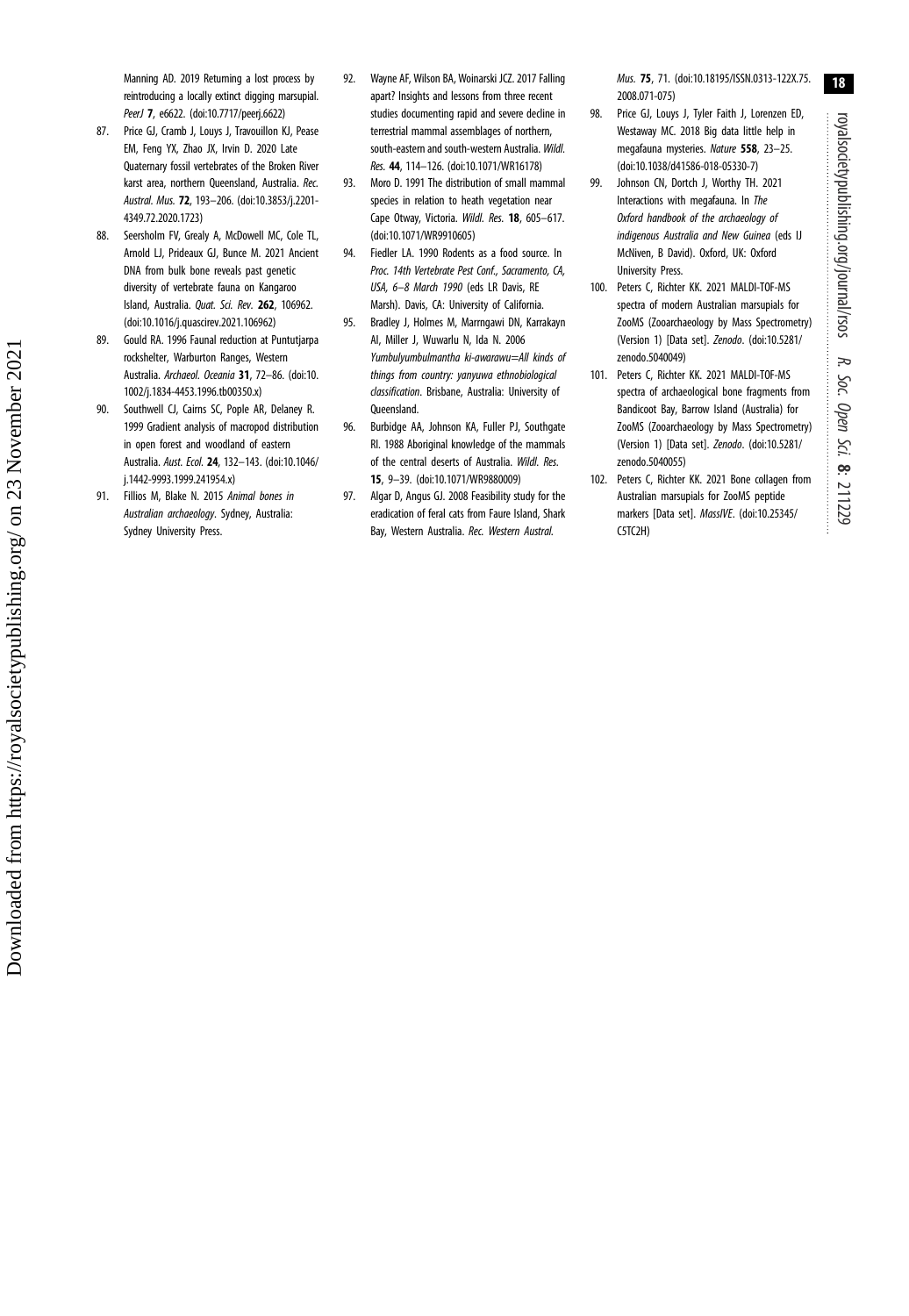Manning AD. 2019 Returning a lost process by reintroducing a locally extinct digging marsupial. *PeerJ* **7**, e6622. (doi:10.7717/peerj.6622)

87. Price GJ, Cramb J, Louys J, Travouillon KJ, Pease EM, Feng YX, Zhao JX, Irvin D. 2020 Late Quaternary fossil vertebrates of the Broken River karst area, northern Queensland, Australia. *Rec. Austral. Mus.* **72**, 193–206. (doi:10.3853/j.2201-4349.72.2020.1723)
88. Seersholm FV, Grealy A, McDowell MC, Cole TL, Arnold LJ, Prideaux GJ, Bunce M. 2021 Ancient DNA from bulk bone reveals past genetic diversity of vertebrate fauna on Kangaroo Island, Australia. *Quat. Sci. Rev.* **262**, 106962. (doi:10.1016/j.quascirev.2021.106962)
89. Gould RA. 1996 Faunal reduction at Puntutjarpa rockshelter, Warburton Ranges, Western Australia. *Archaeol. Oceania* **31**, 72–86. (doi:10.1002/j.1834-4453.1996.tb00350.x)
90. Southwell CJ, Cairns SC, Pople AR, Delaney R. 1999 Gradient analysis of macropod distribution in open forest and woodland of eastern Australia. *Aust. Ecol.* **24**, 132–143. (doi:10.1046/j.1442-9993.1999.241954.x)
91. Fillios M, Blake N. 2015 *Animal bones in Australian archaeology*. Sydney, Australia: Sydney University Press.
92. Wayne AF, Wilson BA, Woinarski JCZ. 2017 Falling apart? Insights and lessons from three recent studies documenting rapid and severe decline in terrestrial mammal assemblages of northern, south-eastern and south-western Australia. *Wildl. Res.* **44**, 114–126. (doi:10.1071/WR16178)
93. Moro D. 1991 The distribution of small mammal species in relation to heath vegetation near Cape Otway, Victoria. *Wildl. Res.* **18**, 605–617. (doi:10.1071/WR9910605)
94. Fiedler LA. 1990 Rodents as a food source. In *Proc. 14th Vertebrate Pest Conf., Sacramento, CA, USA, 6–8 March 1990* (eds LR Davis, RE Marsh). Davis, CA: University of California.
95. Bradley J, Holmes M, Marrngawi DN, Karrakayn AI, Miller J, Wuwarlu N, Ida N. 2006 *Yumbulyumbulmantha ki-awarawu=All kinds of things from country: yanyuwa ethnobiological classification*. Brisbane, Australia: University of Queensland.
96. Burbidge AA, Johnson KA, Fuller PJ, Southgate RI. 1988 Aboriginal knowledge of the mammals of the central deserts of Australia. *Wildl. Res.* **15**, 9–39. (doi:10.1071/WR9880009)
97. Algar D, Angus GJ. 2008 Feasibility study for the eradication of feral cats from Faure Island, Shark Bay, Western Australia. *Rec. Western Austral. Mus.* **75**, 71. (doi:10.18195/ISSN.0313-122X.75.2008.071-075)
98. Price GJ, Louys J, Tyler Faith J, Lorenzen ED, Westaway MC. 2018 Big data little help in megafauna mysteries. *Nature* **558**, 23–25. (doi:10.1038/d41586-018-05330-7)
99. Johnson CN, Dortch J, Worthy TH. 2021 Interactions with megafauna. In *The Oxford handbook of the archaeology of indigenous Australia and New Guinea* (eds IJ McNiven, B David). Oxford, UK: Oxford University Press.
100. Peters C, Richter KK. 2021 MALDI-TOF-MS spectra of modern Australian marsupials for ZooMS (Zooarchaeology by Mass Spectrometry) (Version 1) [Data set]. *Zenodo*. (doi:10.5281/zenodo.5040049)
101. Peters C, Richter KK. 2021 MALDI-TOF-MS spectra of archaeological bone fragments from Bandicoot Bay, Barrow Island (Australia) for ZooMS (Zooarchaeology by Mass Spectrometry) (Version 1) [Data set]. *Zenodo*. (doi:10.5281/zenodo.5040055)
102. Peters C, Richter KK. 2021 Bone collagen from Australian marsupials for ZooMS peptide markers [Data set]. *MassIVE*. (doi:10.25345/C5TC2H)